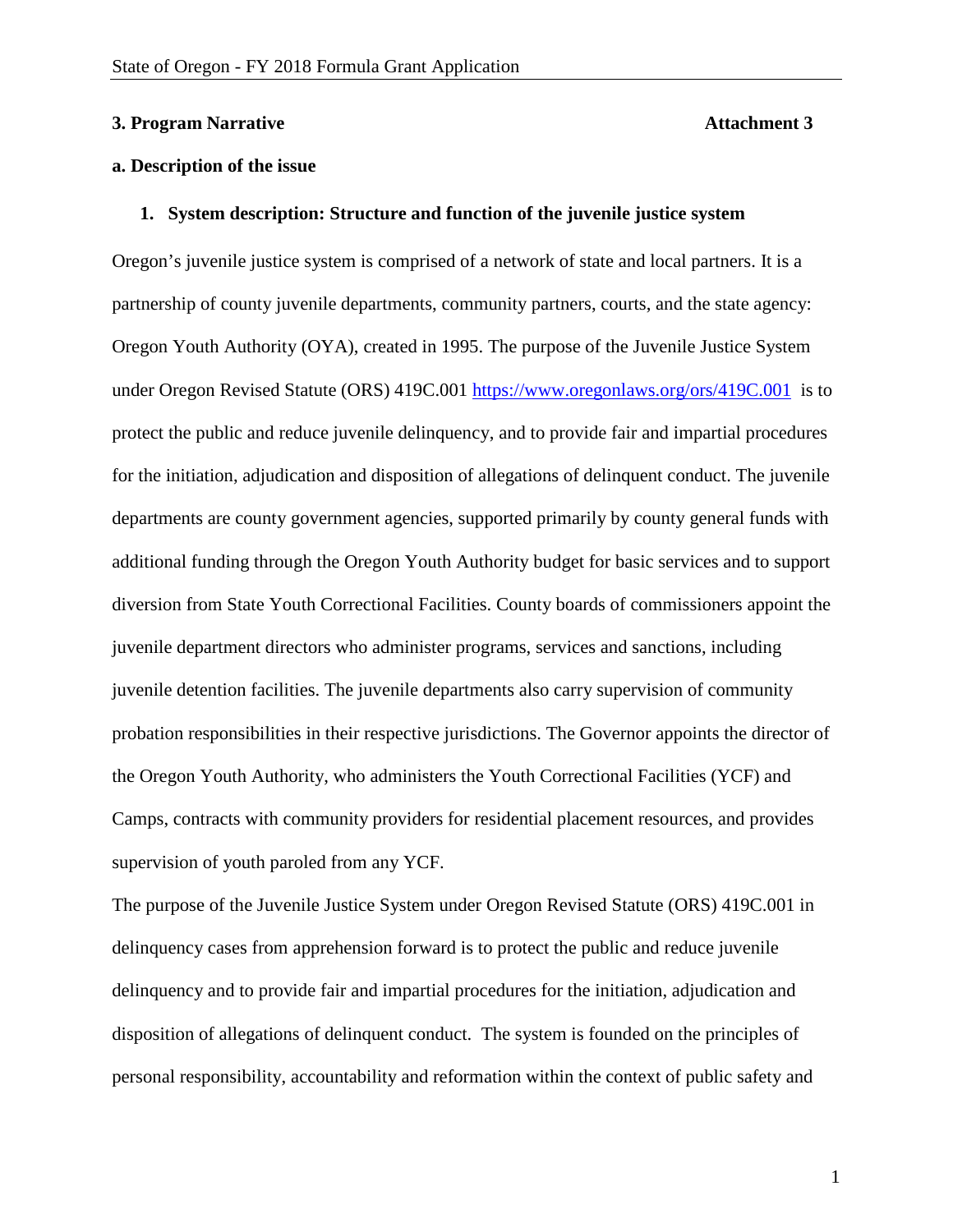## 3. Program Narrative Attachment 3

### a. Description of the issue

#### 1. System description: Structure and function of the juvenile justice system

Oregon's juvenile justice system is comprised of a network of state and local partners. It is a partnership of county juvenile departments, community partners, courts, and the state agency: Oregon Youth Authority (OYA), created in 1995. The purpose of the Juvenile Justice System under Oregon Revised Statute (ORS) 419C.001 https://www.oregonlaws.org/ors/419C.001 is to protect the public and reduce juvenile delinquency, and to provide fair and impartial procedures for the initiation, adjudication and disposition of allegations of delinquent conduct. The juvenile departments are county government agencies, supported primarily by county general funds with additional funding through the Oregon Youth Authority budget for basic services and to support diversion from State Youth Correctional Facilities. County boards of commissioners appoint the juvenile department directors who administer programs, services and sanctions, including juvenile detention facilities. The juvenile departments also carry supervision of community probation responsibilities in their respective jurisdictions. The Governor appoints the director of the Oregon Youth Authority, who administers the Youth Correctional Facilities (YCF) and Camps, contracts with community providers for residential placement resources, and provides supervision of youth paroled from any YCF.

The purpose of the Juvenile Justice System under Oregon Revised Statute (ORS) 419C.001 in delinquency cases from apprehension forward is to protect the public and reduce juvenile delinquency and to provide fair and impartial procedures for the initiation, adjudication and disposition of allegations of delinquent conduct. The system is founded on the principles of personal responsibility, accountability and reformation within the context of public safety and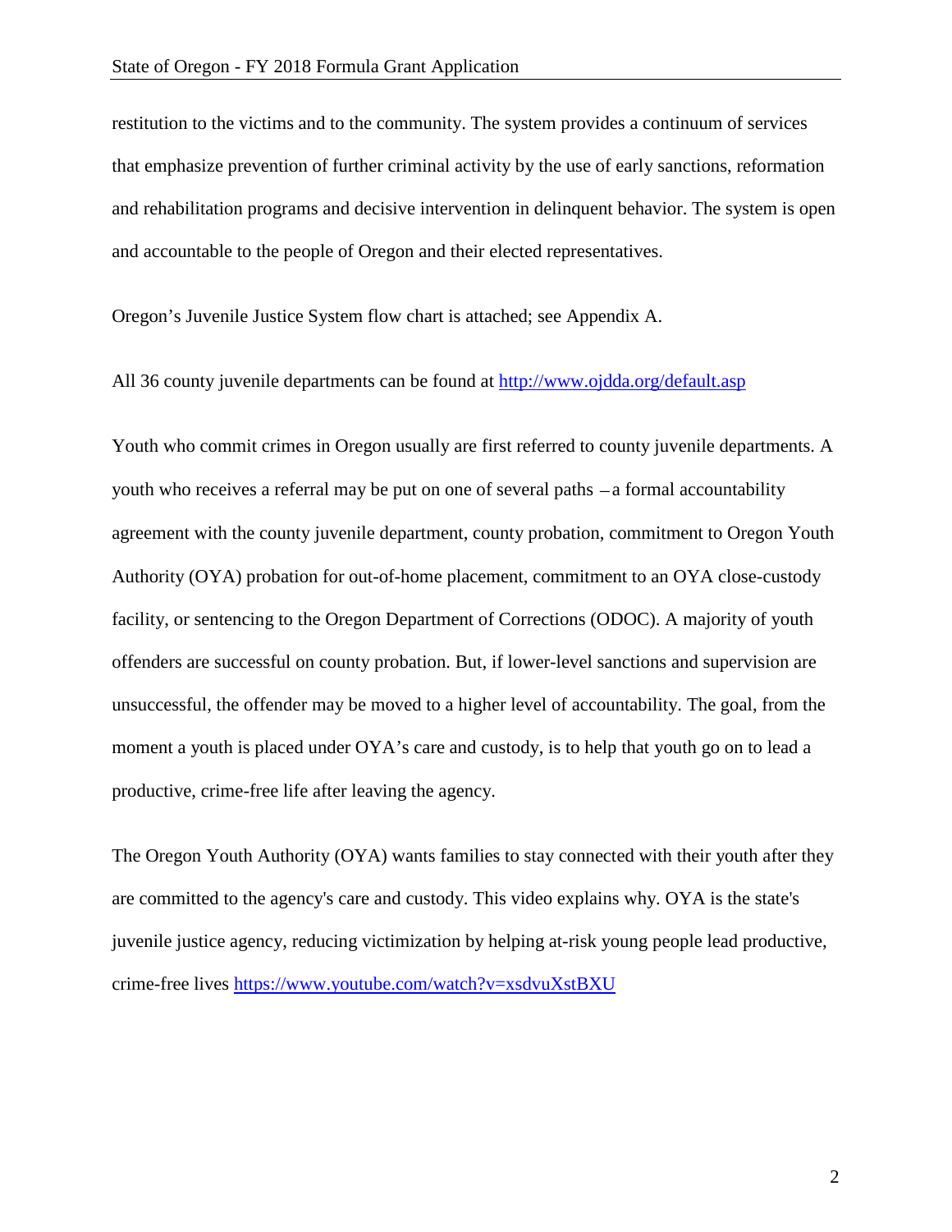restitution to the victims and to the community. The system provides a continuum of services that emphasize prevention of further criminal activity by the use of early sanctions, reformation and rehabilitation programs and decisive intervention in delinquent behavior. The system is open and accountable to the people of Oregon and their elected representatives.

Oregon's Juvenile Justice System flow chart is attached; see Appendix A.

All 36 county juvenile departments can be found at http://www.ojdda.org/default.asp

Youth who commit crimes in Oregon usually are first referred to county juvenile departments. A youth who receives a referral may be put on one of several paths – a formal accountability agreement with the county juvenile department, county probation, commitment to Oregon Youth Authority (OYA) probation for out-of-home placement, commitment to an OYA close-custody facility, or sentencing to the Oregon Department of Corrections (ODOC). A majority of youth offenders are successful on county probation. But, if lower-level sanctions and supervision are unsuccessful, the offender may be moved to a higher level of accountability. The goal, from the moment a youth is placed under OYA's care and custody, is to help that youth go on to lead a productive, crime-free life after leaving the agency.

The Oregon Youth Authority (OYA) wants families to stay connected with their youth after they are committed to the agency's care and custody. This video explains why. OYA is the state's juvenile justice agency, reducing victimization by helping at-risk young people lead productive, crime-free lives https://www.youtube.com/watch?v=xsdvuXstBXU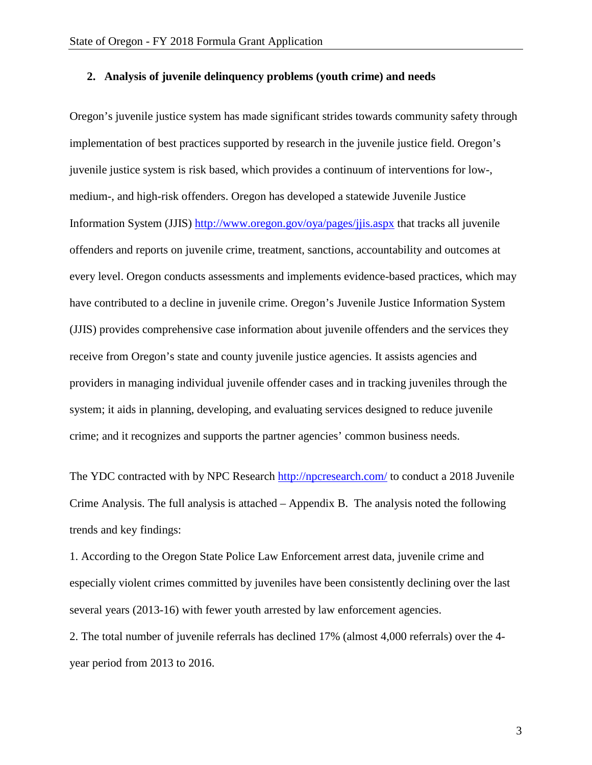## 2. Analysis of juvenile delinquency problems (youth crime) and needs

Oregon's juvenile justice system has made significant strides towards community safety through implementation of best practices supported by research in the juvenile justice field. Oregon's juvenile justice system is risk based, which provides a continuum of interventions for low-, medium-, and high-risk offenders. Oregon has developed a statewide Juvenile Justice Information System (JJIS) http://www.oregon.gov/oya/pages/jjis.aspx that tracks all juvenile offenders and reports on juvenile crime, treatment, sanctions, accountability and outcomes at every level. Oregon conducts assessments and implements evidence-based practices, which may have contributed to a decline in juvenile crime. Oregon's Juvenile Justice Information System (JJIS) provides comprehensive case information about juvenile offenders and the services they receive from Oregon's state and county juvenile justice agencies. It assists agencies and providers in managing individual juvenile offender cases and in tracking juveniles through the system; it aids in planning, developing, and evaluating services designed to reduce juvenile crime; and it recognizes and supports the partner agencies' common business needs.

The YDC contracted with by NPC Research http://npcresearch.com/ to conduct a 2018 Juvenile Crime Analysis. The full analysis is attached – Appendix B. The analysis noted the following trends and key findings:

1. According to the Oregon State Police Law Enforcement arrest data, juvenile crime and especially violent crimes committed by juveniles have been consistently declining over the last several years (2013-16) with fewer youth arrested by law enforcement agencies.
2. The total number of juvenile referrals has declined 17% (almost 4,000 referrals) over the 4-year period from 2013 to 2016.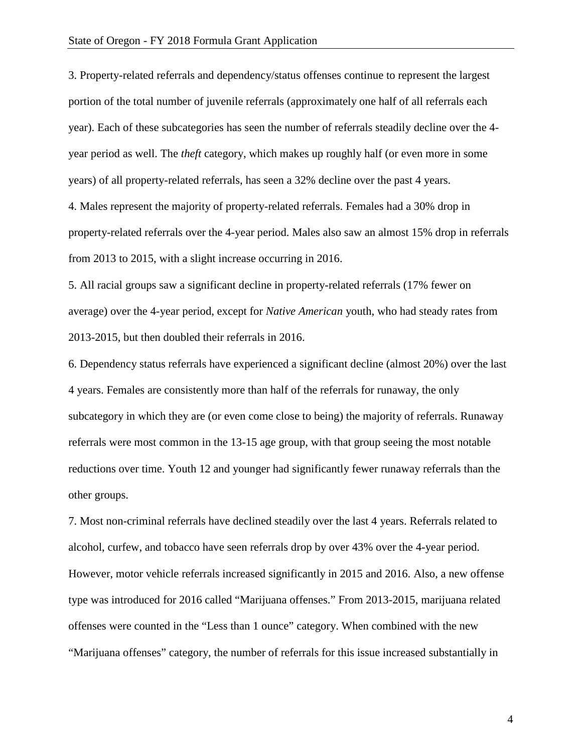3. Property-related referrals and dependency/status offenses continue to represent the largest portion of the total number of juvenile referrals (approximately one half of all referrals each year). Each of these subcategories has seen the number of referrals steadily decline over the 4-year period as well. The *theft* category, which makes up roughly half (or even more in some years) of all property-related referrals, has seen a 32% decline over the past 4 years.

4. Males represent the majority of property-related referrals. Females had a 30% drop in property-related referrals over the 4-year period. Males also saw an almost 15% drop in referrals from 2013 to 2015, with a slight increase occurring in 2016.

5. All racial groups saw a significant decline in property-related referrals (17% fewer on average) over the 4-year period, except for *Native American* youth, who had steady rates from 2013-2015, but then doubled their referrals in 2016.

6. Dependency status referrals have experienced a significant decline (almost 20%) over the last 4 years. Females are consistently more than half of the referrals for runaway, the only subcategory in which they are (or even come close to being) the majority of referrals. Runaway referrals were most common in the 13-15 age group, with that group seeing the most notable reductions over time. Youth 12 and younger had significantly fewer runaway referrals than the other groups.

7. Most non-criminal referrals have declined steadily over the last 4 years. Referrals related to alcohol, curfew, and tobacco have seen referrals drop by over 43% over the 4-year period. However, motor vehicle referrals increased significantly in 2015 and 2016. Also, a new offense type was introduced for 2016 called "Marijuana offenses." From 2013-2015, marijuana related offenses were counted in the "Less than 1 ounce" category. When combined with the new "Marijuana offenses" category, the number of referrals for this issue increased substantially in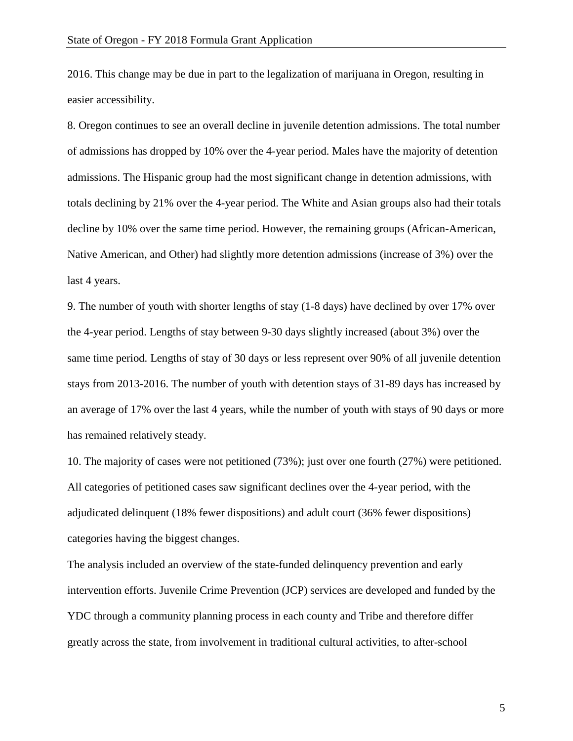2016. This change may be due in part to the legalization of marijuana in Oregon, resulting in easier accessibility.

8. Oregon continues to see an overall decline in juvenile detention admissions. The total number of admissions has dropped by 10% over the 4-year period. Males have the majority of detention admissions. The Hispanic group had the most significant change in detention admissions, with totals declining by 21% over the 4-year period. The White and Asian groups also had their totals decline by 10% over the same time period. However, the remaining groups (African-American, Native American, and Other) had slightly more detention admissions (increase of 3%) over the last 4 years.

9. The number of youth with shorter lengths of stay (1-8 days) have declined by over 17% over the 4-year period. Lengths of stay between 9-30 days slightly increased (about 3%) over the same time period. Lengths of stay of 30 days or less represent over 90% of all juvenile detention stays from 2013-2016. The number of youth with detention stays of 31-89 days has increased by an average of 17% over the last 4 years, while the number of youth with stays of 90 days or more has remained relatively steady.

10. The majority of cases were not petitioned (73%); just over one fourth (27%) were petitioned. All categories of petitioned cases saw significant declines over the 4-year period, with the adjudicated delinquent (18% fewer dispositions) and adult court (36% fewer dispositions) categories having the biggest changes.

The analysis included an overview of the state-funded delinquency prevention and early intervention efforts. Juvenile Crime Prevention (JCP) services are developed and funded by the YDC through a community planning process in each county and Tribe and therefore differ greatly across the state, from involvement in traditional cultural activities, to after-school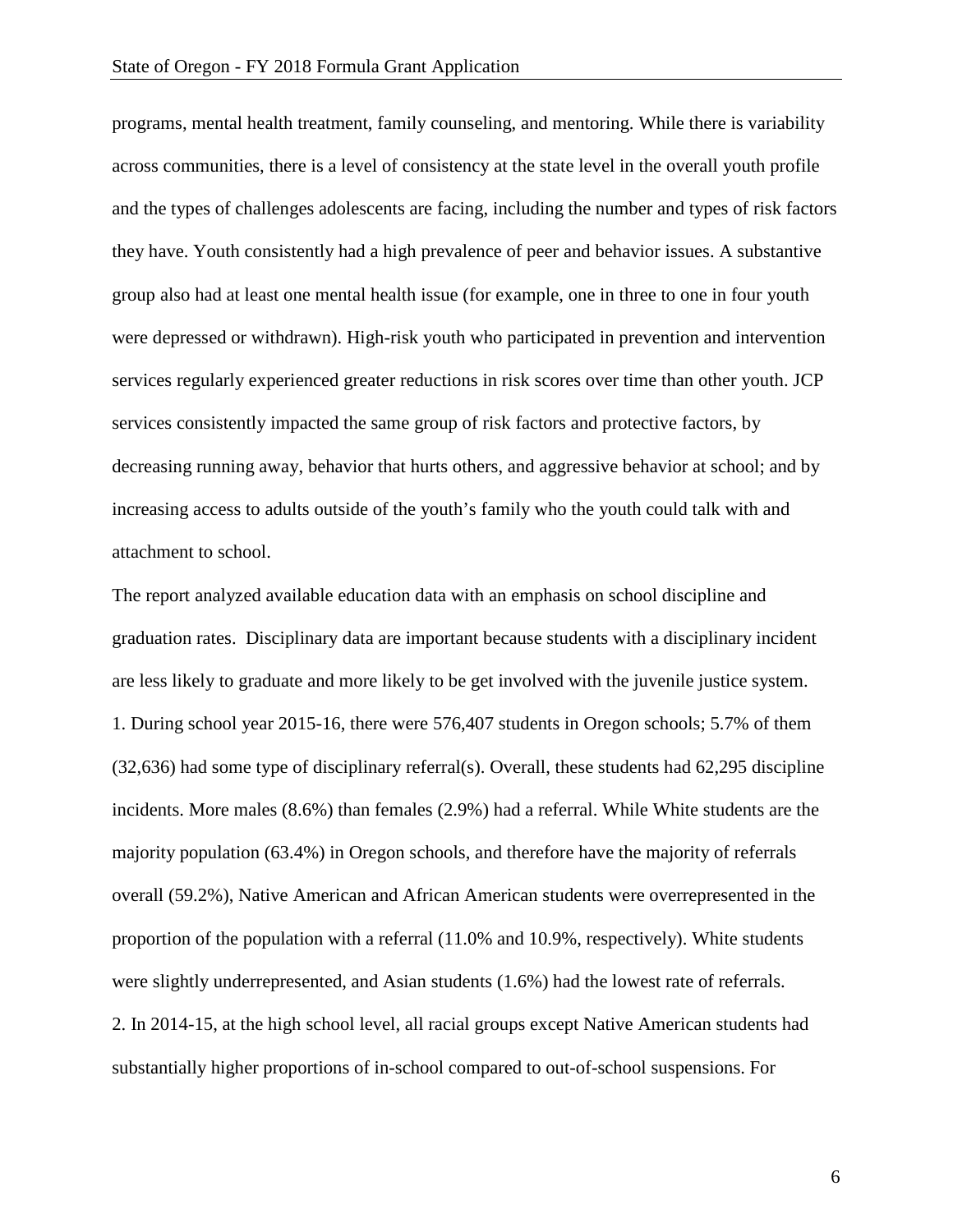programs, mental health treatment, family counseling, and mentoring. While there is variability across communities, there is a level of consistency at the state level in the overall youth profile and the types of challenges adolescents are facing, including the number and types of risk factors they have. Youth consistently had a high prevalence of peer and behavior issues. A substantive group also had at least one mental health issue (for example, one in three to one in four youth were depressed or withdrawn). High-risk youth who participated in prevention and intervention services regularly experienced greater reductions in risk scores over time than other youth. JCP services consistently impacted the same group of risk factors and protective factors, by decreasing running away, behavior that hurts others, and aggressive behavior at school; and by increasing access to adults outside of the youth's family who the youth could talk with and attachment to school.

The report analyzed available education data with an emphasis on school discipline and graduation rates. Disciplinary data are important because students with a disciplinary incident are less likely to graduate and more likely to be get involved with the juvenile justice system.

1. During school year 2015-16, there were 576,407 students in Oregon schools; 5.7% of them (32,636) had some type of disciplinary referral(s). Overall, these students had 62,295 discipline incidents. More males (8.6%) than females (2.9%) had a referral. While White students are the majority population (63.4%) in Oregon schools, and therefore have the majority of referrals overall (59.2%), Native American and African American students were overrepresented in the proportion of the population with a referral (11.0% and 10.9%, respectively). White students were slightly underrepresented, and Asian students (1.6%) had the lowest rate of referrals.
2. In 2014-15, at the high school level, all racial groups except Native American students had substantially higher proportions of in-school compared to out-of-school suspensions. For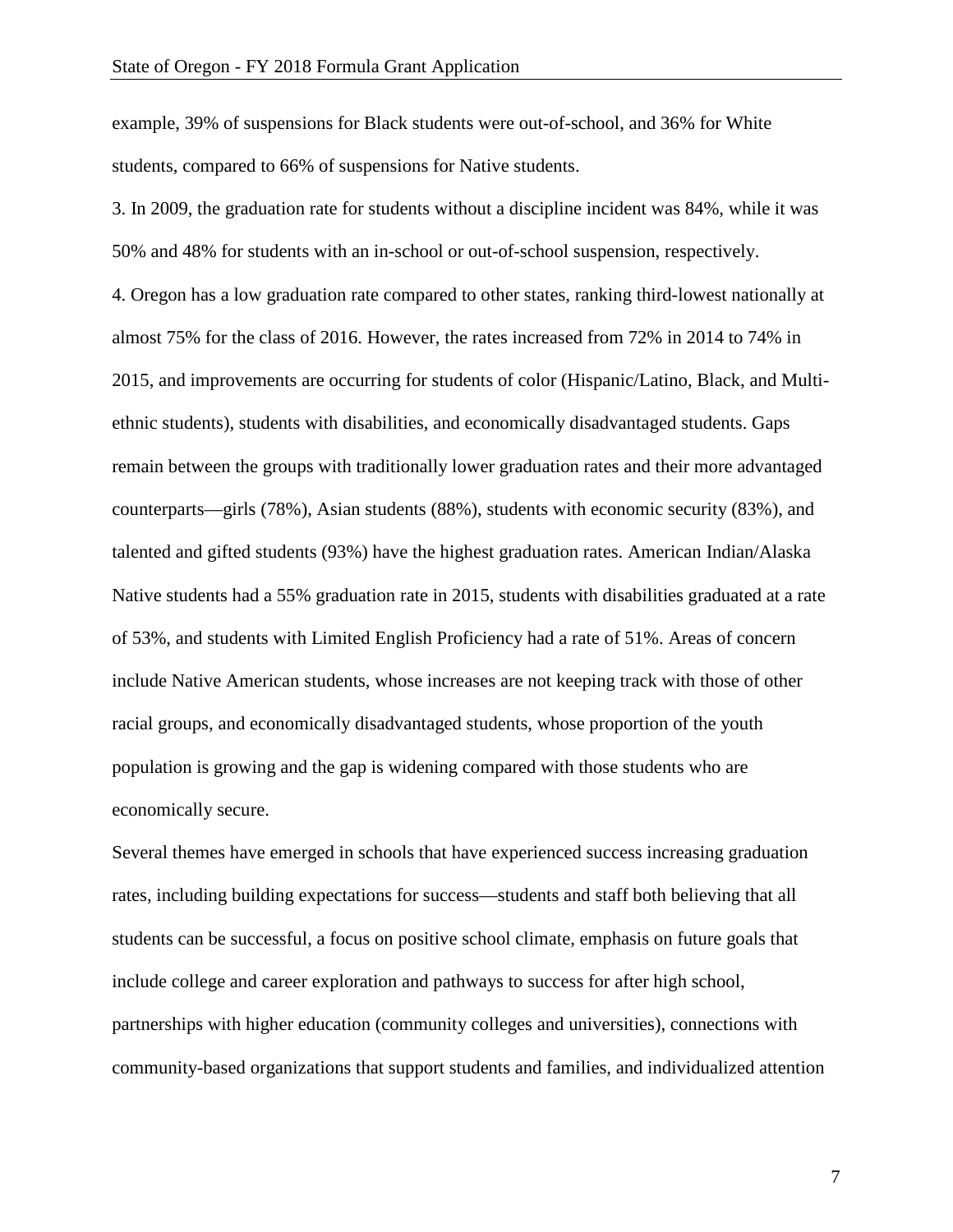example, 39% of suspensions for Black students were out-of-school, and 36% for White students, compared to 66% of suspensions for Native students.

3. In 2009, the graduation rate for students without a discipline incident was 84%, while it was 50% and 48% for students with an in-school or out-of-school suspension, respectively.

4. Oregon has a low graduation rate compared to other states, ranking third-lowest nationally at almost 75% for the class of 2016. However, the rates increased from 72% in 2014 to 74% in 2015, and improvements are occurring for students of color (Hispanic/Latino, Black, and Multi-ethnic students), students with disabilities, and economically disadvantaged students. Gaps remain between the groups with traditionally lower graduation rates and their more advantaged counterparts—girls (78%), Asian students (88%), students with economic security (83%), and talented and gifted students (93%) have the highest graduation rates. American Indian/Alaska Native students had a 55% graduation rate in 2015, students with disabilities graduated at a rate of 53%, and students with Limited English Proficiency had a rate of 51%. Areas of concern include Native American students, whose increases are not keeping track with those of other racial groups, and economically disadvantaged students, whose proportion of the youth population is growing and the gap is widening compared with those students who are economically secure.

Several themes have emerged in schools that have experienced success increasing graduation rates, including building expectations for success—students and staff both believing that all students can be successful, a focus on positive school climate, emphasis on future goals that include college and career exploration and pathways to success for after high school, partnerships with higher education (community colleges and universities), connections with community-based organizations that support students and families, and individualized attention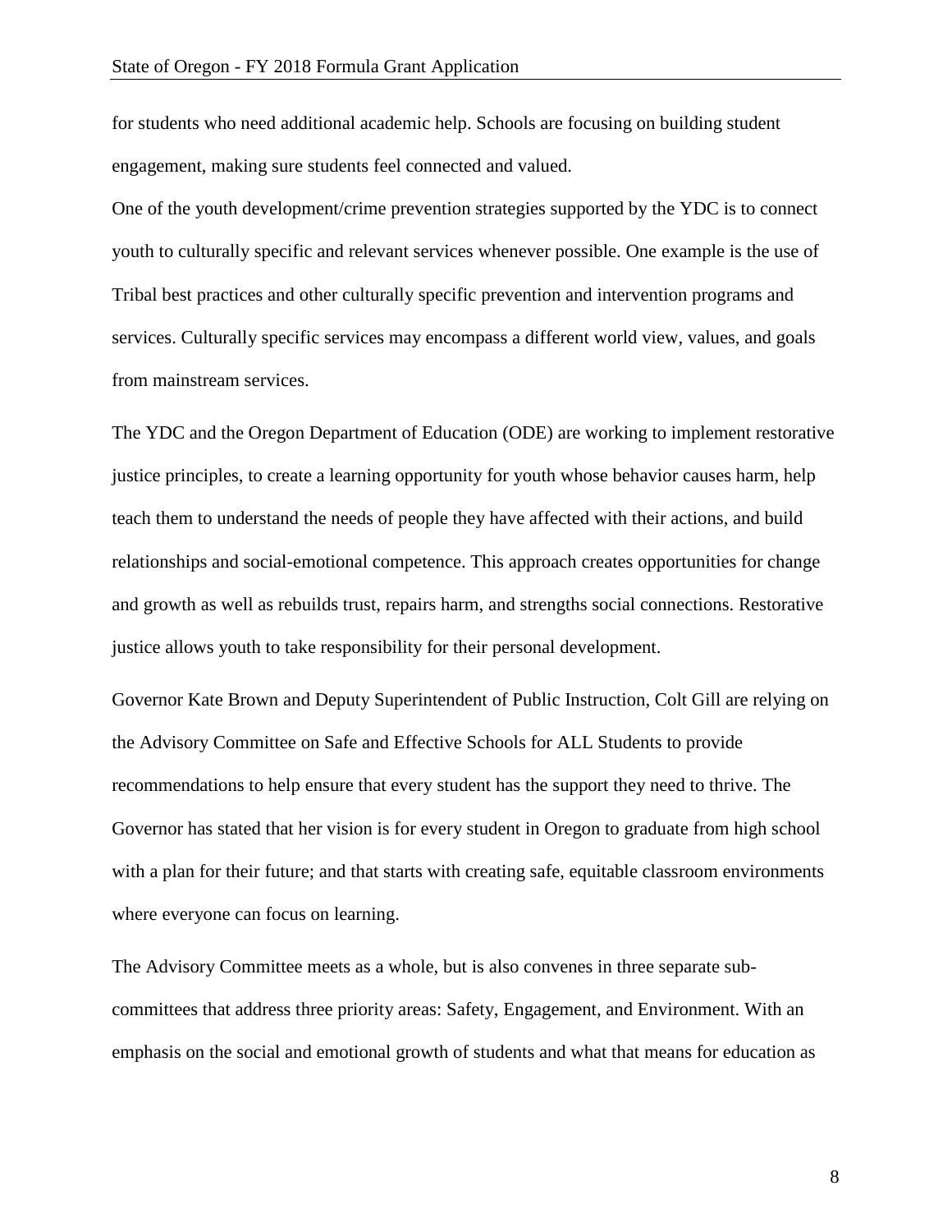for students who need additional academic help. Schools are focusing on building student engagement, making sure students feel connected and valued.

One of the youth development/crime prevention strategies supported by the YDC is to connect youth to culturally specific and relevant services whenever possible. One example is the use of Tribal best practices and other culturally specific prevention and intervention programs and services. Culturally specific services may encompass a different world view, values, and goals from mainstream services.

The YDC and the Oregon Department of Education (ODE) are working to implement restorative justice principles, to create a learning opportunity for youth whose behavior causes harm, help teach them to understand the needs of people they have affected with their actions, and build relationships and social-emotional competence. This approach creates opportunities for change and growth as well as rebuilds trust, repairs harm, and strengths social connections. Restorative justice allows youth to take responsibility for their personal development.

Governor Kate Brown and Deputy Superintendent of Public Instruction, Colt Gill are relying on the Advisory Committee on Safe and Effective Schools for ALL Students to provide recommendations to help ensure that every student has the support they need to thrive. The Governor has stated that her vision is for every student in Oregon to graduate from high school with a plan for their future; and that starts with creating safe, equitable classroom environments where everyone can focus on learning.

The Advisory Committee meets as a whole, but is also convenes in three separate sub-committees that address three priority areas: Safety, Engagement, and Environment. With an emphasis on the social and emotional growth of students and what that means for education as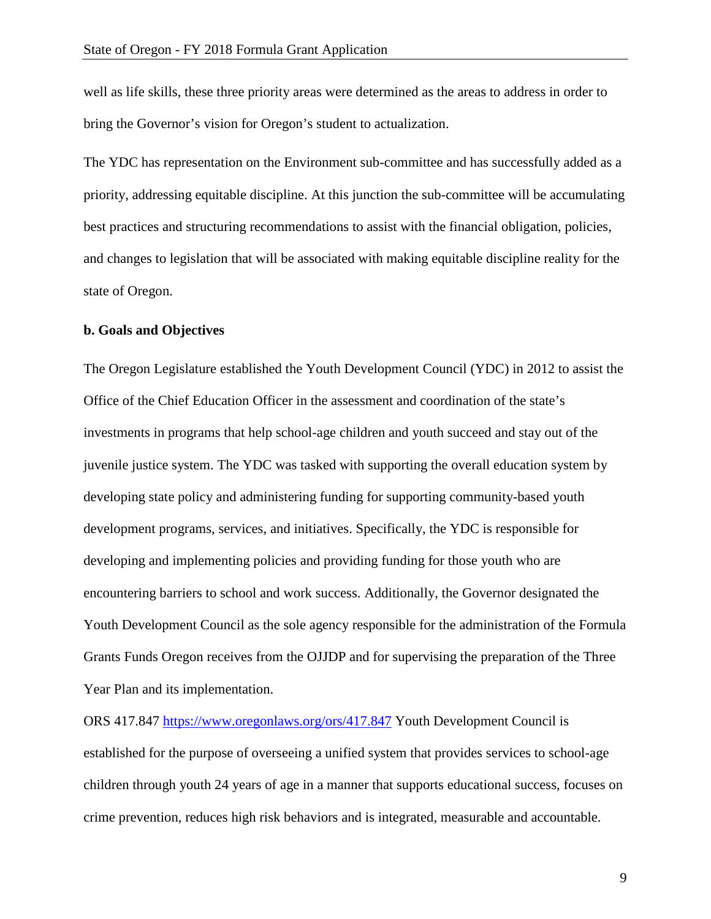well as life skills, these three priority areas were determined as the areas to address in order to bring the Governor's vision for Oregon's student to actualization.

The YDC has representation on the Environment sub-committee and has successfully added as a priority, addressing equitable discipline. At this junction the sub-committee will be accumulating best practices and structuring recommendations to assist with the financial obligation, policies, and changes to legislation that will be associated with making equitable discipline reality for the state of Oregon.

**b. Goals and Objectives**

The Oregon Legislature established the Youth Development Council (YDC) in 2012 to assist the Office of the Chief Education Officer in the assessment and coordination of the state's investments in programs that help school-age children and youth succeed and stay out of the juvenile justice system. The YDC was tasked with supporting the overall education system by developing state policy and administering funding for supporting community-based youth development programs, services, and initiatives. Specifically, the YDC is responsible for developing and implementing policies and providing funding for those youth who are encountering barriers to school and work success. Additionally, the Governor designated the Youth Development Council as the sole agency responsible for the administration of the Formula Grants Funds Oregon receives from the OJJDP and for supervising the preparation of the Three Year Plan and its implementation.

ORS 417.847 https://www.oregonlaws.org/ors/417.847 Youth Development Council is established for the purpose of overseeing a unified system that provides services to school-age children through youth 24 years of age in a manner that supports educational success, focuses on crime prevention, reduces high risk behaviors and is integrated, measurable and accountable.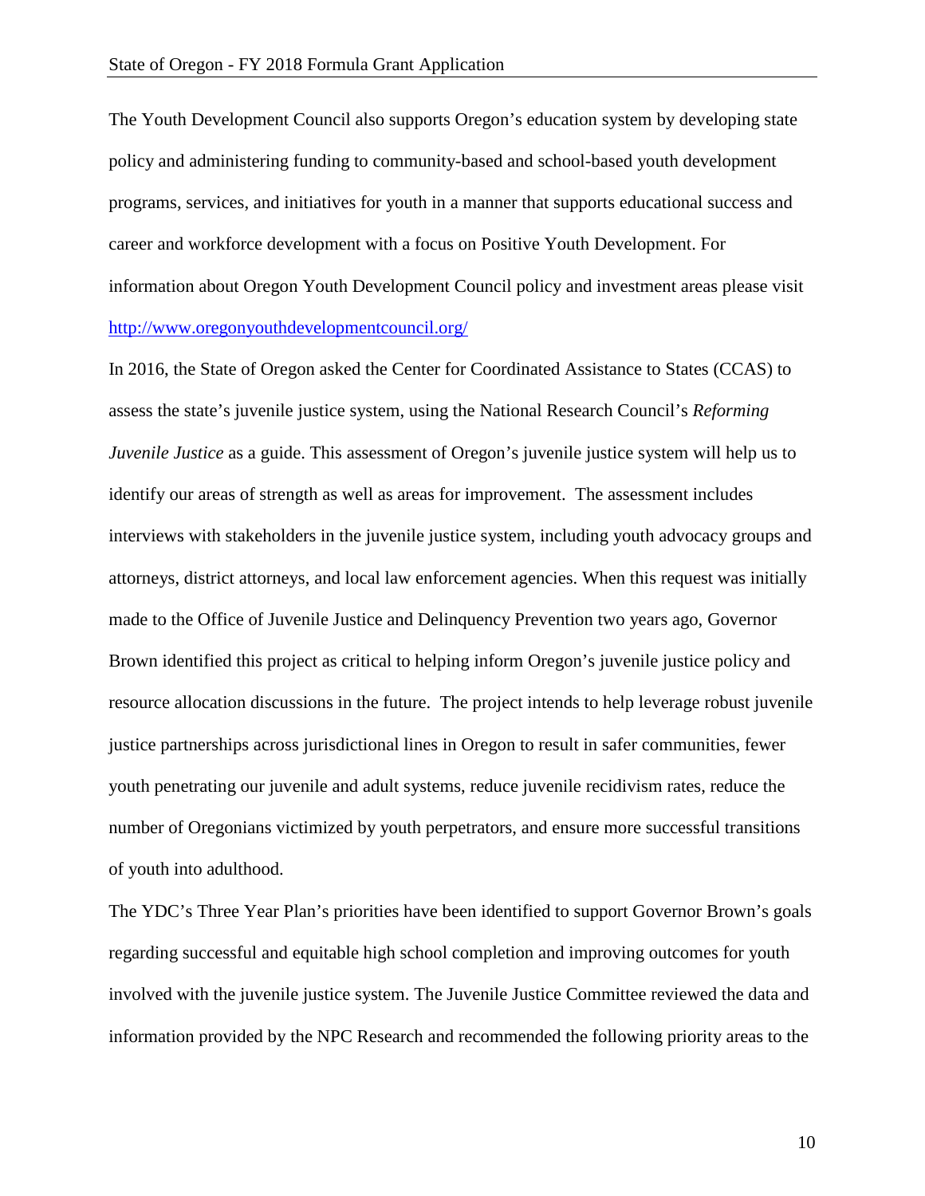The Youth Development Council also supports Oregon's education system by developing state policy and administering funding to community-based and school-based youth development programs, services, and initiatives for youth in a manner that supports educational success and career and workforce development with a focus on Positive Youth Development. For information about Oregon Youth Development Council policy and investment areas please visit http://www.oregonyouthdevelopmentcouncil.org/

In 2016, the State of Oregon asked the Center for Coordinated Assistance to States (CCAS) to assess the state's juvenile justice system, using the National Research Council's *Reforming Juvenile Justice* as a guide. This assessment of Oregon's juvenile justice system will help us to identify our areas of strength as well as areas for improvement. The assessment includes interviews with stakeholders in the juvenile justice system, including youth advocacy groups and attorneys, district attorneys, and local law enforcement agencies. When this request was initially made to the Office of Juvenile Justice and Delinquency Prevention two years ago, Governor Brown identified this project as critical to helping inform Oregon's juvenile justice policy and resource allocation discussions in the future. The project intends to help leverage robust juvenile justice partnerships across jurisdictional lines in Oregon to result in safer communities, fewer youth penetrating our juvenile and adult systems, reduce juvenile recidivism rates, reduce the number of Oregonians victimized by youth perpetrators, and ensure more successful transitions of youth into adulthood.

The YDC's Three Year Plan's priorities have been identified to support Governor Brown's goals regarding successful and equitable high school completion and improving outcomes for youth involved with the juvenile justice system. The Juvenile Justice Committee reviewed the data and information provided by the NPC Research and recommended the following priority areas to the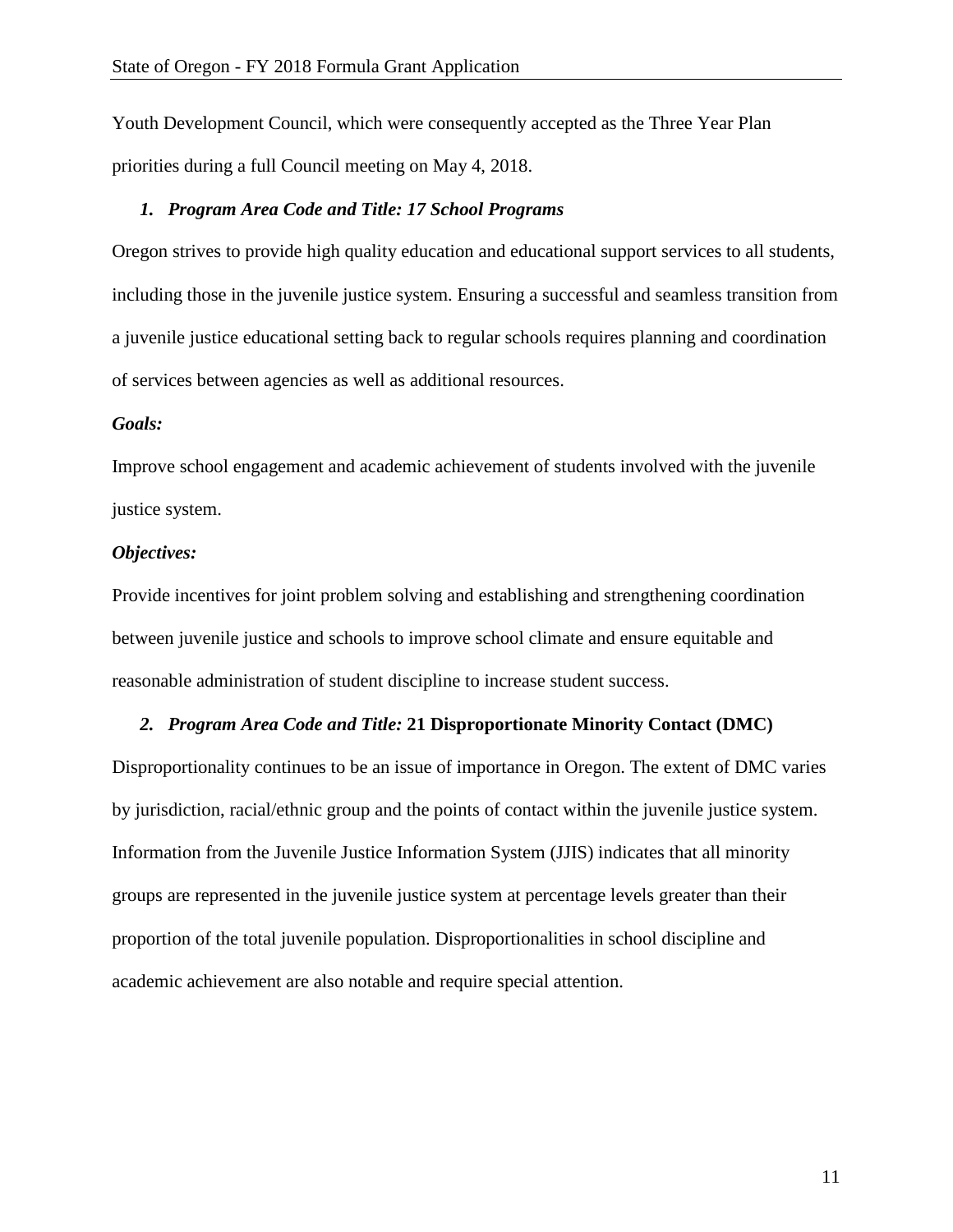Youth Development Council, which were consequently accepted as the Three Year Plan priorities during a full Council meeting on May 4, 2018.

1. ***Program Area Code and Title: 17 School Programs***

Oregon strives to provide high quality education and educational support services to all students, including those in the juvenile justice system. Ensuring a successful and seamless transition from a juvenile justice educational setting back to regular schools requires planning and coordination of services between agencies as well as additional resources.

***Goals:***

Improve school engagement and academic achievement of students involved with the juvenile justice system.

***Objectives:***

Provide incentives for joint problem solving and establishing and strengthening coordination between juvenile justice and schools to improve school climate and ensure equitable and reasonable administration of student discipline to increase student success.

2. ***Program Area Code and Title:*** **21 Disproportionate Minority Contact (DMC)**

Disproportionality continues to be an issue of importance in Oregon. The extent of DMC varies by jurisdiction, racial/ethnic group and the points of contact within the juvenile justice system. Information from the Juvenile Justice Information System (JJIS) indicates that all minority groups are represented in the juvenile justice system at percentage levels greater than their proportion of the total juvenile population. Disproportionalities in school discipline and academic achievement are also notable and require special attention.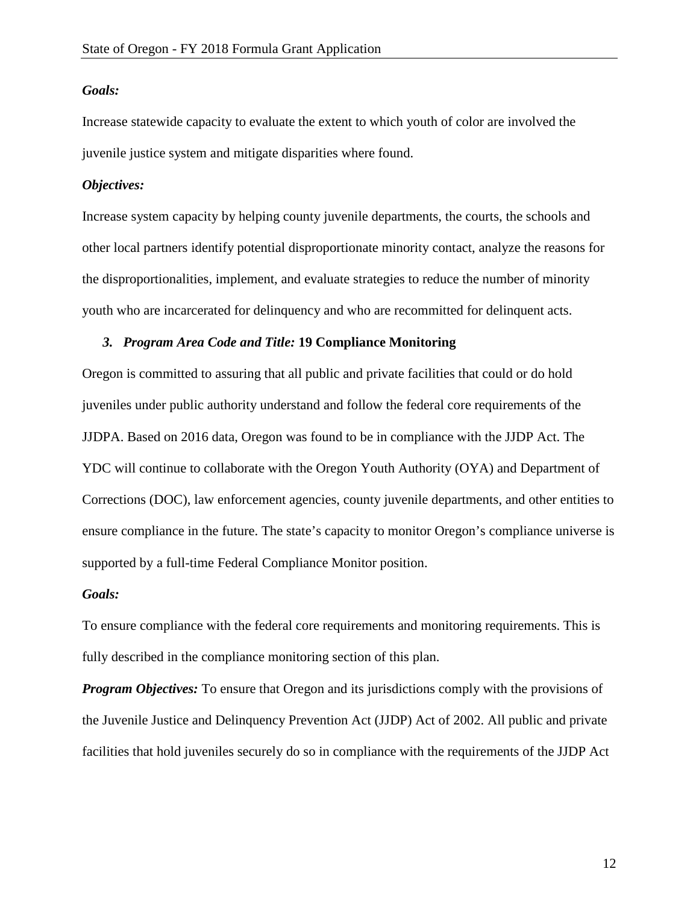***Goals:***

Increase statewide capacity to evaluate the extent to which youth of color are involved the juvenile justice system and mitigate disparities where found.

***Objectives:***

Increase system capacity by helping county juvenile departments, the courts, the schools and other local partners identify potential disproportionate minority contact, analyze the reasons for the disproportionalities, implement, and evaluate strategies to reduce the number of minority youth who are incarcerated for delinquency and who are recommitted for delinquent acts.

***3. Program Area Code and Title:*** **19 Compliance Monitoring**

Oregon is committed to assuring that all public and private facilities that could or do hold juveniles under public authority understand and follow the federal core requirements of the JJDPA. Based on 2016 data, Oregon was found to be in compliance with the JJDP Act. The YDC will continue to collaborate with the Oregon Youth Authority (OYA) and Department of Corrections (DOC), law enforcement agencies, county juvenile departments, and other entities to ensure compliance in the future. The state's capacity to monitor Oregon's compliance universe is supported by a full-time Federal Compliance Monitor position.

***Goals:***

To ensure compliance with the federal core requirements and monitoring requirements. This is fully described in the compliance monitoring section of this plan.

***Program Objectives:*** To ensure that Oregon and its jurisdictions comply with the provisions of the Juvenile Justice and Delinquency Prevention Act (JJDP) Act of 2002. All public and private facilities that hold juveniles securely do so in compliance with the requirements of the JJDP Act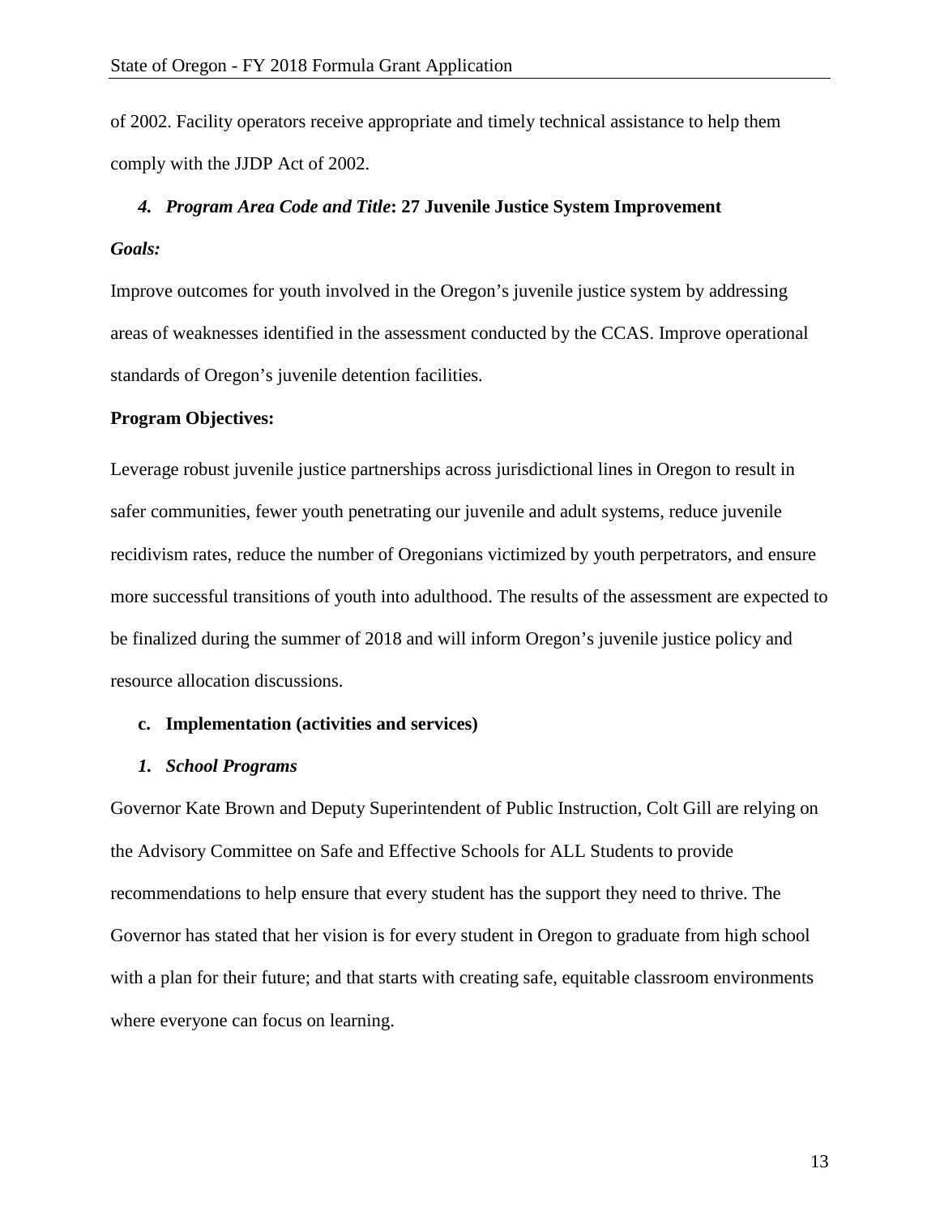of 2002. Facility operators receive appropriate and timely technical assistance to help them comply with the JJDP Act of 2002.

#### *4. Program Area Code and Title*: 27 Juvenile Justice System Improvement

***Goals:***

Improve outcomes for youth involved in the Oregon's juvenile justice system by addressing areas of weaknesses identified in the assessment conducted by the CCAS. Improve operational standards of Oregon's juvenile detention facilities.

**Program Objectives:**

Leverage robust juvenile justice partnerships across jurisdictional lines in Oregon to result in safer communities, fewer youth penetrating our juvenile and adult systems, reduce juvenile recidivism rates, reduce the number of Oregonians victimized by youth perpetrators, and ensure more successful transitions of youth into adulthood. The results of the assessment are expected to be finalized during the summer of 2018 and will inform Oregon's juvenile justice policy and resource allocation discussions.

### c. Implementation (activities and services)

#### *1. School Programs*

Governor Kate Brown and Deputy Superintendent of Public Instruction, Colt Gill are relying on the Advisory Committee on Safe and Effective Schools for ALL Students to provide recommendations to help ensure that every student has the support they need to thrive. The Governor has stated that her vision is for every student in Oregon to graduate from high school with a plan for their future; and that starts with creating safe, equitable classroom environments where everyone can focus on learning.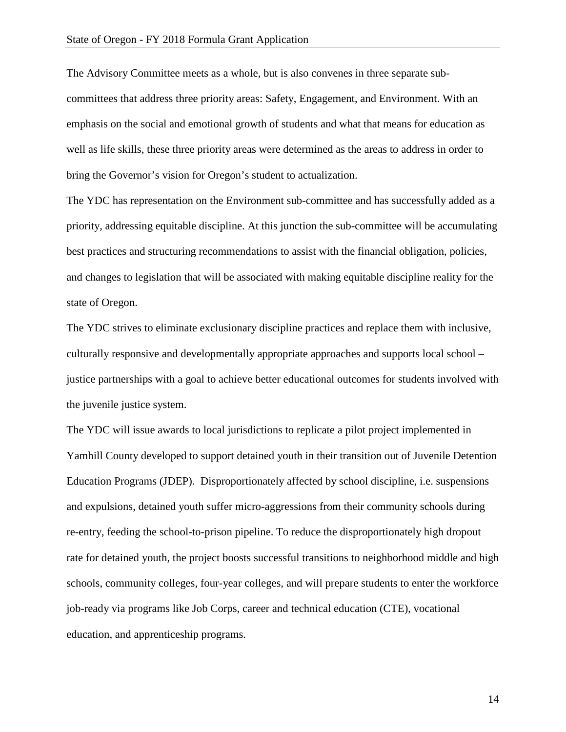The Advisory Committee meets as a whole, but is also convenes in three separate sub-committees that address three priority areas: Safety, Engagement, and Environment. With an emphasis on the social and emotional growth of students and what that means for education as well as life skills, these three priority areas were determined as the areas to address in order to bring the Governor's vision for Oregon's student to actualization.

The YDC has representation on the Environment sub-committee and has successfully added as a priority, addressing equitable discipline. At this junction the sub-committee will be accumulating best practices and structuring recommendations to assist with the financial obligation, policies, and changes to legislation that will be associated with making equitable discipline reality for the state of Oregon.

The YDC strives to eliminate exclusionary discipline practices and replace them with inclusive, culturally responsive and developmentally appropriate approaches and supports local school – justice partnerships with a goal to achieve better educational outcomes for students involved with the juvenile justice system.

The YDC will issue awards to local jurisdictions to replicate a pilot project implemented in Yamhill County developed to support detained youth in their transition out of Juvenile Detention Education Programs (JDEP). Disproportionately affected by school discipline, i.e. suspensions and expulsions, detained youth suffer micro-aggressions from their community schools during re-entry, feeding the school-to-prison pipeline. To reduce the disproportionately high dropout rate for detained youth, the project boosts successful transitions to neighborhood middle and high schools, community colleges, four-year colleges, and will prepare students to enter the workforce job-ready via programs like Job Corps, career and technical education (CTE), vocational education, and apprenticeship programs.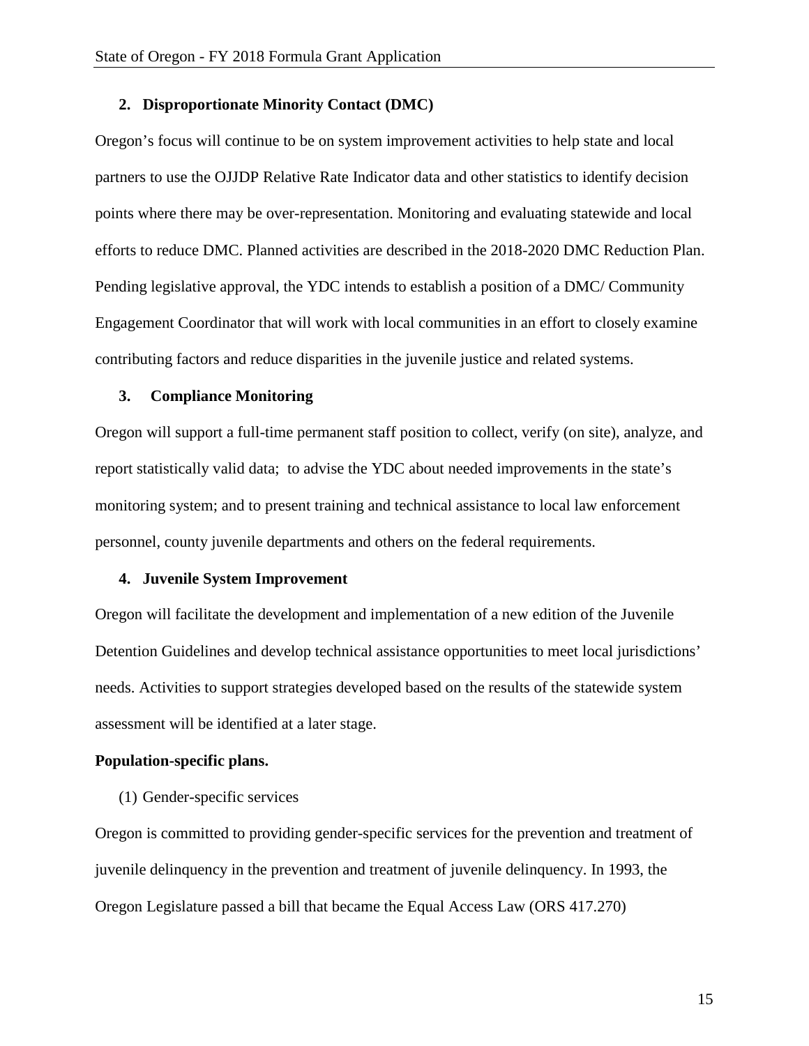**2. Disproportionate Minority Contact (DMC)**

Oregon's focus will continue to be on system improvement activities to help state and local partners to use the OJJDP Relative Rate Indicator data and other statistics to identify decision points where there may be over-representation. Monitoring and evaluating statewide and local efforts to reduce DMC. Planned activities are described in the 2018-2020 DMC Reduction Plan. Pending legislative approval, the YDC intends to establish a position of a DMC/ Community Engagement Coordinator that will work with local communities in an effort to closely examine contributing factors and reduce disparities in the juvenile justice and related systems.

**3. Compliance Monitoring**

Oregon will support a full-time permanent staff position to collect, verify (on site), analyze, and report statistically valid data; to advise the YDC about needed improvements in the state's monitoring system; and to present training and technical assistance to local law enforcement personnel, county juvenile departments and others on the federal requirements.

**4. Juvenile System Improvement**

Oregon will facilitate the development and implementation of a new edition of the Juvenile Detention Guidelines and develop technical assistance opportunities to meet local jurisdictions' needs. Activities to support strategies developed based on the results of the statewide system assessment will be identified at a later stage.

**Population-specific plans.**

(1) Gender-specific services

Oregon is committed to providing gender-specific services for the prevention and treatment of juvenile delinquency in the prevention and treatment of juvenile delinquency. In 1993, the Oregon Legislature passed a bill that became the Equal Access Law (ORS 417.270)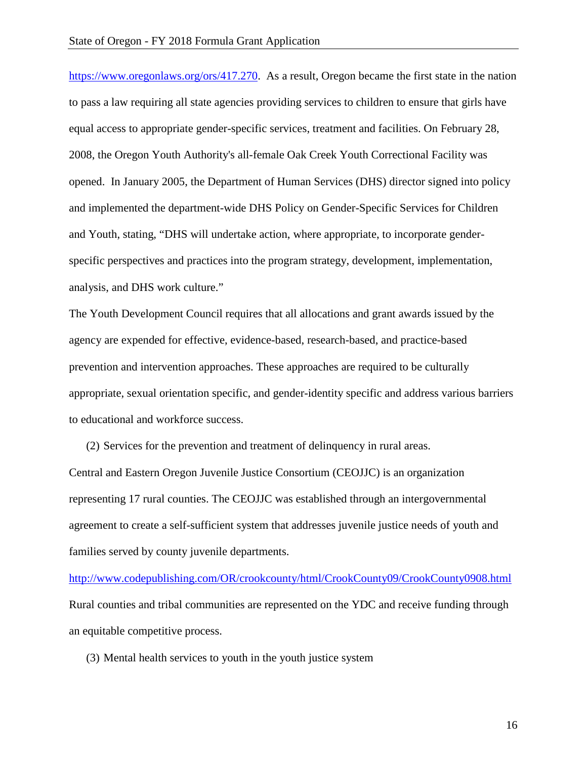https://www.oregonlaws.org/ors/417.270. As a result, Oregon became the first state in the nation to pass a law requiring all state agencies providing services to children to ensure that girls have equal access to appropriate gender-specific services, treatment and facilities. On February 28, 2008, the Oregon Youth Authority's all-female Oak Creek Youth Correctional Facility was opened. In January 2005, the Department of Human Services (DHS) director signed into policy and implemented the department-wide DHS Policy on Gender-Specific Services for Children and Youth, stating, "DHS will undertake action, where appropriate, to incorporate gender-specific perspectives and practices into the program strategy, development, implementation, analysis, and DHS work culture."

The Youth Development Council requires that all allocations and grant awards issued by the agency are expended for effective, evidence-based, research-based, and practice-based prevention and intervention approaches. These approaches are required to be culturally appropriate, sexual orientation specific, and gender-identity specific and address various barriers to educational and workforce success.

(2) Services for the prevention and treatment of delinquency in rural areas.

Central and Eastern Oregon Juvenile Justice Consortium (CEOJJC) is an organization representing 17 rural counties. The CEOJJC was established through an intergovernmental agreement to create a self-sufficient system that addresses juvenile justice needs of youth and families served by county juvenile departments.

http://www.codepublishing.com/OR/crookcounty/html/CrookCounty09/CrookCounty0908.html

Rural counties and tribal communities are represented on the YDC and receive funding through an equitable competitive process.

(3) Mental health services to youth in the youth justice system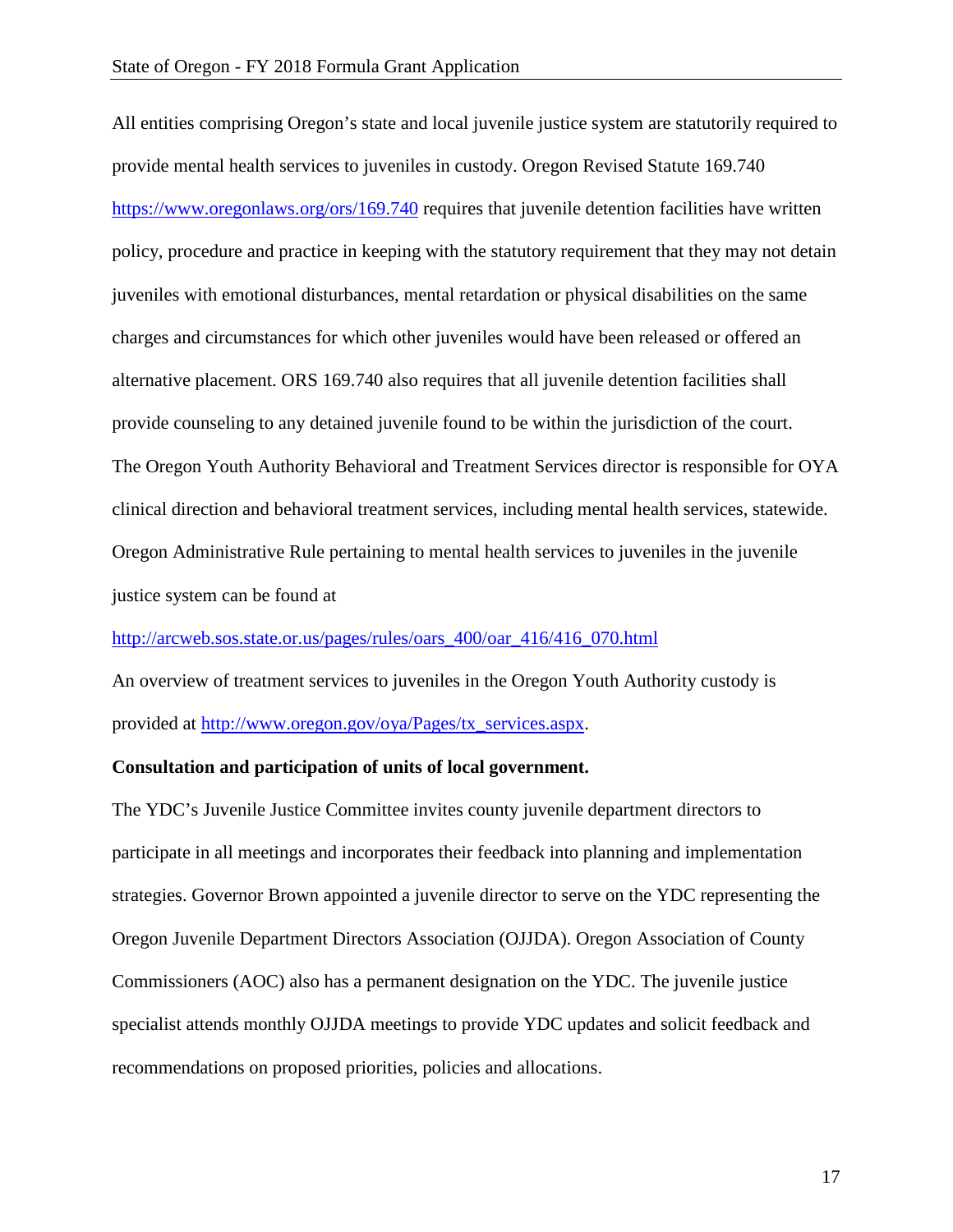All entities comprising Oregon's state and local juvenile justice system are statutorily required to provide mental health services to juveniles in custody. Oregon Revised Statute 169.740 https://www.oregonlaws.org/ors/169.740 requires that juvenile detention facilities have written policy, procedure and practice in keeping with the statutory requirement that they may not detain juveniles with emotional disturbances, mental retardation or physical disabilities on the same charges and circumstances for which other juveniles would have been released or offered an alternative placement. ORS 169.740 also requires that all juvenile detention facilities shall provide counseling to any detained juvenile found to be within the jurisdiction of the court. The Oregon Youth Authority Behavioral and Treatment Services director is responsible for OYA clinical direction and behavioral treatment services, including mental health services, statewide. Oregon Administrative Rule pertaining to mental health services to juveniles in the juvenile justice system can be found at

http://arcweb.sos.state.or.us/pages/rules/oars_400/oar_416/416_070.html

An overview of treatment services to juveniles in the Oregon Youth Authority custody is provided at http://www.oregon.gov/oya/Pages/tx_services.aspx.

**Consultation and participation of units of local government.**

The YDC's Juvenile Justice Committee invites county juvenile department directors to participate in all meetings and incorporates their feedback into planning and implementation strategies. Governor Brown appointed a juvenile director to serve on the YDC representing the Oregon Juvenile Department Directors Association (OJJDA). Oregon Association of County Commissioners (AOC) also has a permanent designation on the YDC. The juvenile justice specialist attends monthly OJJDA meetings to provide YDC updates and solicit feedback and recommendations on proposed priorities, policies and allocations.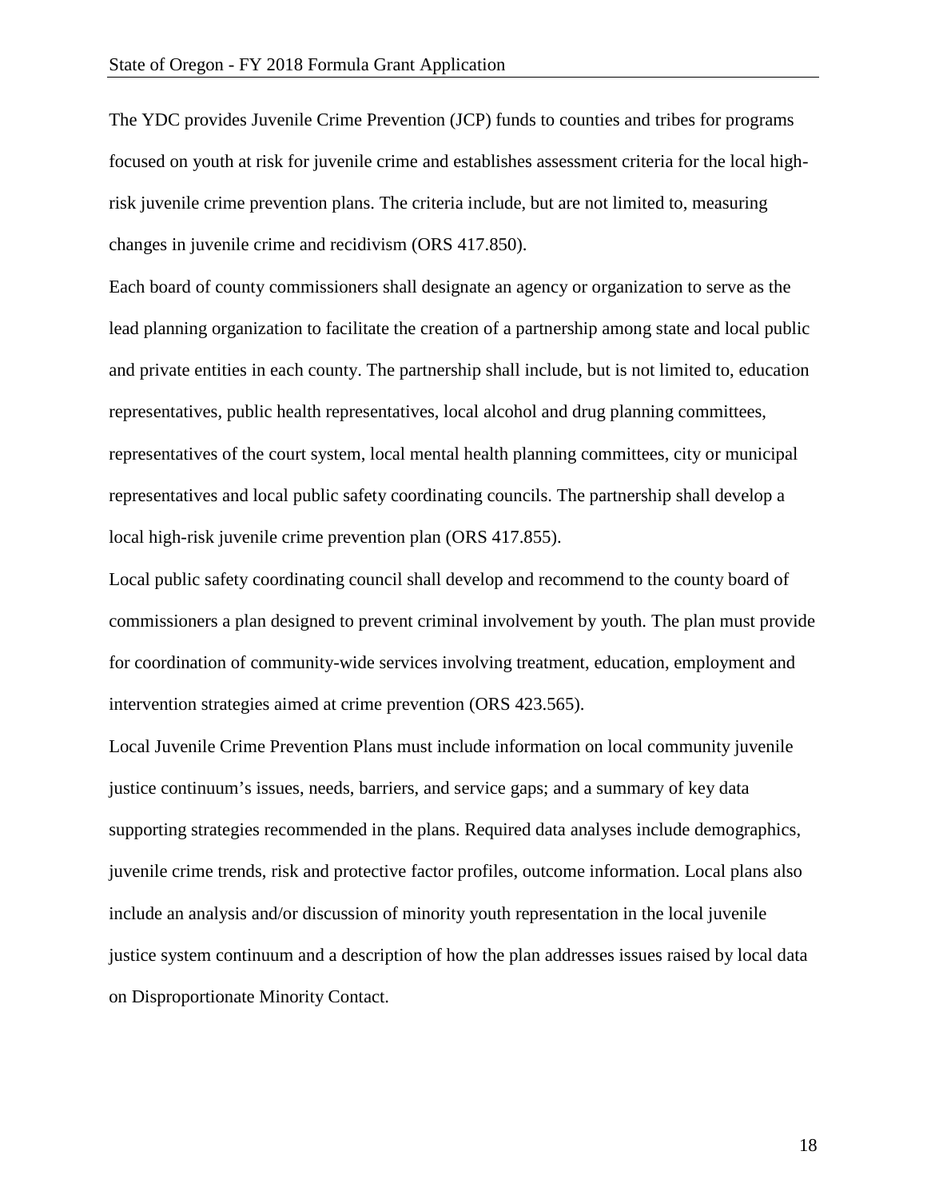The YDC provides Juvenile Crime Prevention (JCP) funds to counties and tribes for programs focused on youth at risk for juvenile crime and establishes assessment criteria for the local high-risk juvenile crime prevention plans. The criteria include, but are not limited to, measuring changes in juvenile crime and recidivism (ORS 417.850).

Each board of county commissioners shall designate an agency or organization to serve as the lead planning organization to facilitate the creation of a partnership among state and local public and private entities in each county. The partnership shall include, but is not limited to, education representatives, public health representatives, local alcohol and drug planning committees, representatives of the court system, local mental health planning committees, city or municipal representatives and local public safety coordinating councils. The partnership shall develop a local high-risk juvenile crime prevention plan (ORS 417.855).

Local public safety coordinating council shall develop and recommend to the county board of commissioners a plan designed to prevent criminal involvement by youth. The plan must provide for coordination of community-wide services involving treatment, education, employment and intervention strategies aimed at crime prevention (ORS 423.565).

Local Juvenile Crime Prevention Plans must include information on local community juvenile justice continuum's issues, needs, barriers, and service gaps; and a summary of key data supporting strategies recommended in the plans. Required data analyses include demographics, juvenile crime trends, risk and protective factor profiles, outcome information. Local plans also include an analysis and/or discussion of minority youth representation in the local juvenile justice system continuum and a description of how the plan addresses issues raised by local data on Disproportionate Minority Contact.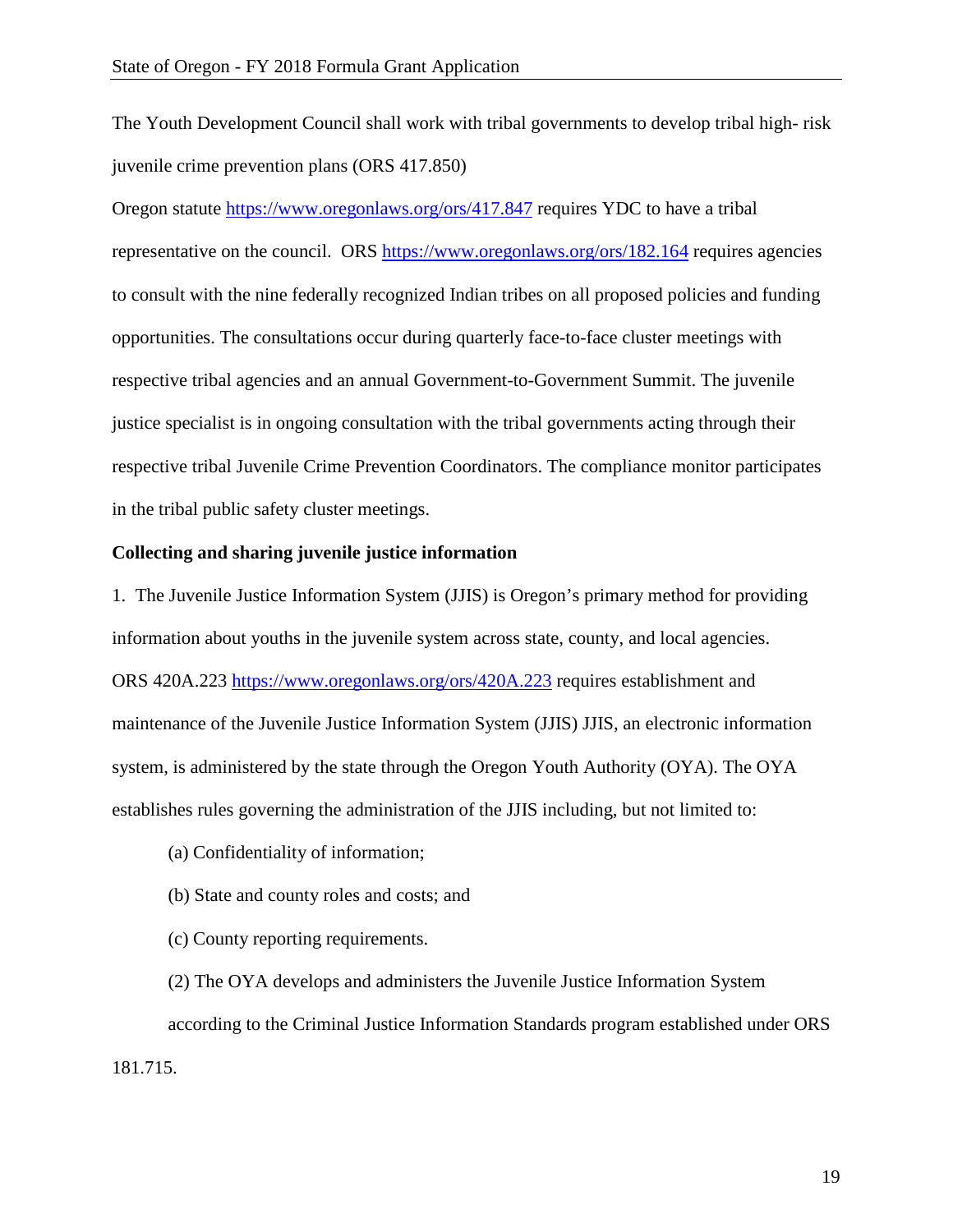The Youth Development Council shall work with tribal governments to develop tribal high- risk juvenile crime prevention plans (ORS 417.850)

Oregon statute https://www.oregonlaws.org/ors/417.847 requires YDC to have a tribal representative on the council. ORS https://www.oregonlaws.org/ors/182.164 requires agencies to consult with the nine federally recognized Indian tribes on all proposed policies and funding opportunities. The consultations occur during quarterly face-to-face cluster meetings with respective tribal agencies and an annual Government-to-Government Summit. The juvenile justice specialist is in ongoing consultation with the tribal governments acting through their respective tribal Juvenile Crime Prevention Coordinators. The compliance monitor participates in the tribal public safety cluster meetings.

**Collecting and sharing juvenile justice information**

1. The Juvenile Justice Information System (JJIS) is Oregon's primary method for providing information about youths in the juvenile system across state, county, and local agencies. ORS 420A.223 https://www.oregonlaws.org/ors/420A.223 requires establishment and maintenance of the Juvenile Justice Information System (JJIS) JJIS, an electronic information system, is administered by the state through the Oregon Youth Authority (OYA). The OYA establishes rules governing the administration of the JJIS including, but not limited to:

(a) Confidentiality of information;

(b) State and county roles and costs; and

(c) County reporting requirements.

(2) The OYA develops and administers the Juvenile Justice Information System according to the Criminal Justice Information Standards program established under ORS 181.715.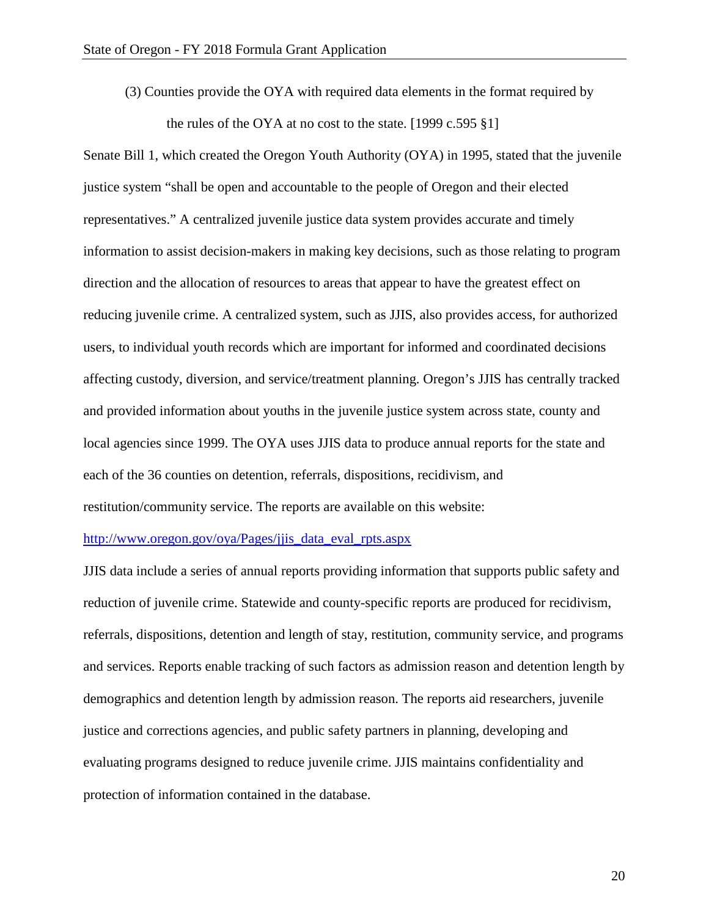(3) Counties provide the OYA with required data elements in the format required by the rules of the OYA at no cost to the state. [1999 c.595 §1]

Senate Bill 1, which created the Oregon Youth Authority (OYA) in 1995, stated that the juvenile justice system "shall be open and accountable to the people of Oregon and their elected representatives." A centralized juvenile justice data system provides accurate and timely information to assist decision-makers in making key decisions, such as those relating to program direction and the allocation of resources to areas that appear to have the greatest effect on reducing juvenile crime. A centralized system, such as JJIS, also provides access, for authorized users, to individual youth records which are important for informed and coordinated decisions affecting custody, diversion, and service/treatment planning. Oregon's JJIS has centrally tracked and provided information about youths in the juvenile justice system across state, county and local agencies since 1999. The OYA uses JJIS data to produce annual reports for the state and each of the 36 counties on detention, referrals, dispositions, recidivism, and restitution/community service. The reports are available on this website: http://www.oregon.gov/oya/Pages/jjis_data_eval_rpts.aspx

JJIS data include a series of annual reports providing information that supports public safety and reduction of juvenile crime. Statewide and county-specific reports are produced for recidivism, referrals, dispositions, detention and length of stay, restitution, community service, and programs and services. Reports enable tracking of such factors as admission reason and detention length by demographics and detention length by admission reason. The reports aid researchers, juvenile justice and corrections agencies, and public safety partners in planning, developing and evaluating programs designed to reduce juvenile crime. JJIS maintains confidentiality and protection of information contained in the database.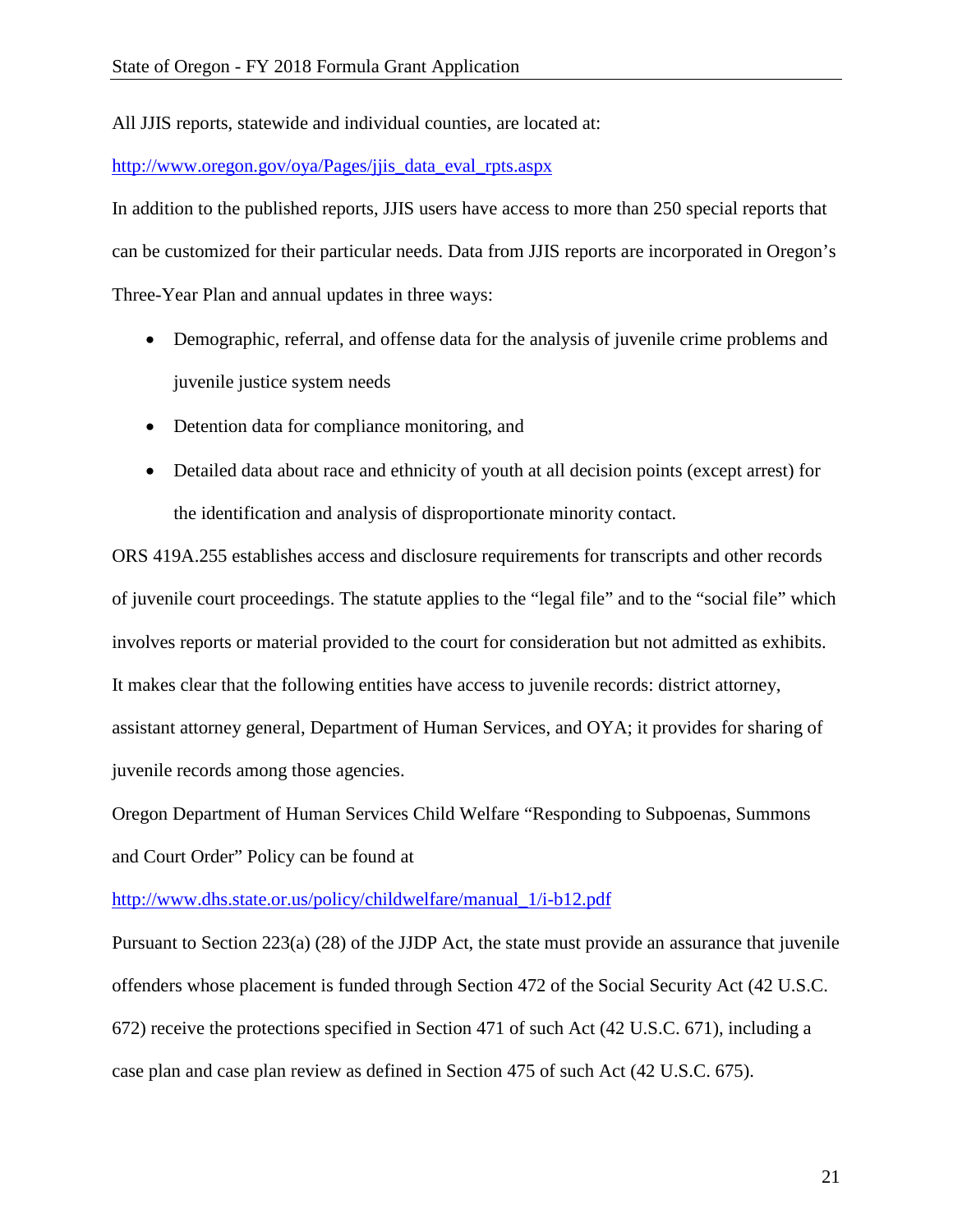All JJIS reports, statewide and individual counties, are located at:

http://www.oregon.gov/oya/Pages/jjis_data_eval_rpts.aspx

In addition to the published reports, JJIS users have access to more than 250 special reports that can be customized for their particular needs. Data from JJIS reports are incorporated in Oregon's Three-Year Plan and annual updates in three ways:

- Demographic, referral, and offense data for the analysis of juvenile crime problems and juvenile justice system needs
- Detention data for compliance monitoring, and
- Detailed data about race and ethnicity of youth at all decision points (except arrest) for the identification and analysis of disproportionate minority contact.

ORS 419A.255 establishes access and disclosure requirements for transcripts and other records of juvenile court proceedings. The statute applies to the "legal file" and to the "social file" which involves reports or material provided to the court for consideration but not admitted as exhibits. It makes clear that the following entities have access to juvenile records: district attorney, assistant attorney general, Department of Human Services, and OYA; it provides for sharing of juvenile records among those agencies.

Oregon Department of Human Services Child Welfare "Responding to Subpoenas, Summons and Court Order" Policy can be found at

http://www.dhs.state.or.us/policy/childwelfare/manual_1/i-b12.pdf

Pursuant to Section 223(a) (28) of the JJDP Act, the state must provide an assurance that juvenile offenders whose placement is funded through Section 472 of the Social Security Act (42 U.S.C. 672) receive the protections specified in Section 471 of such Act (42 U.S.C. 671), including a case plan and case plan review as defined in Section 475 of such Act (42 U.S.C. 675).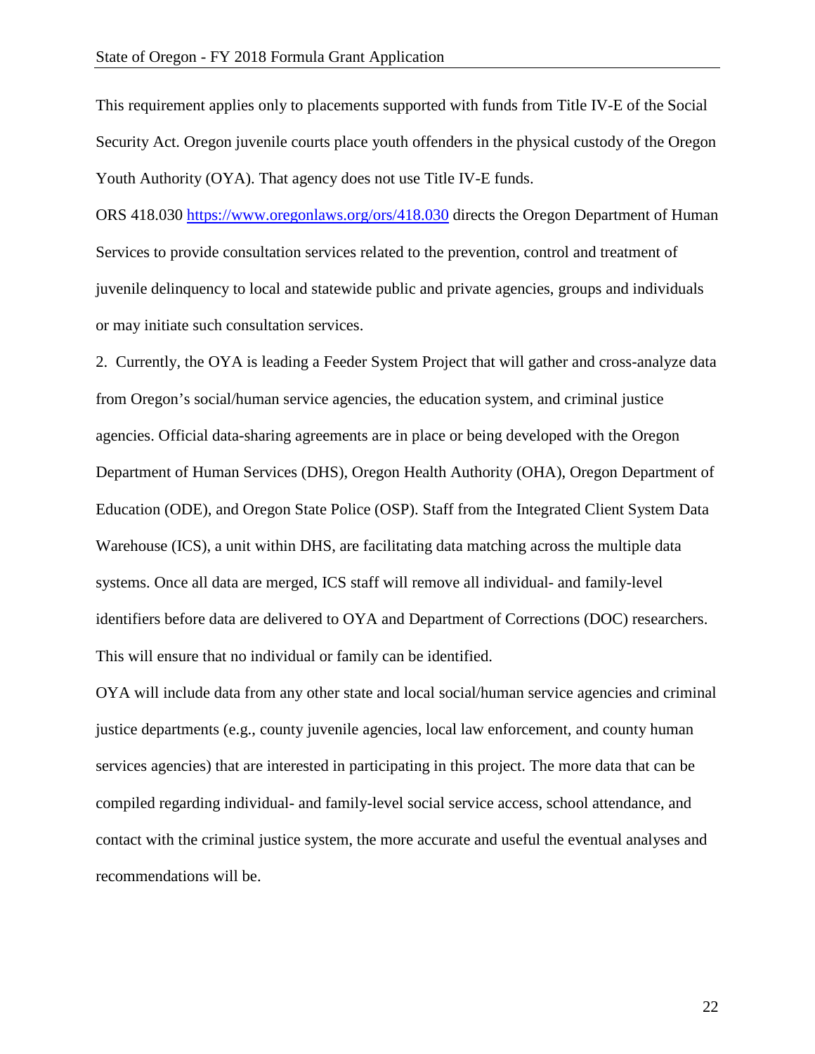This requirement applies only to placements supported with funds from Title IV-E of the Social Security Act. Oregon juvenile courts place youth offenders in the physical custody of the Oregon Youth Authority (OYA). That agency does not use Title IV-E funds.

ORS 418.030 [https://www.oregonlaws.org/ors/418.030](https://www.oregonlaws.org/ors/418.030) directs the Oregon Department of Human Services to provide consultation services related to the prevention, control and treatment of juvenile delinquency to local and statewide public and private agencies, groups and individuals or may initiate such consultation services.

2. Currently, the OYA is leading a Feeder System Project that will gather and cross-analyze data from Oregon's social/human service agencies, the education system, and criminal justice agencies. Official data-sharing agreements are in place or being developed with the Oregon Department of Human Services (DHS), Oregon Health Authority (OHA), Oregon Department of Education (ODE), and Oregon State Police (OSP). Staff from the Integrated Client System Data Warehouse (ICS), a unit within DHS, are facilitating data matching across the multiple data systems. Once all data are merged, ICS staff will remove all individual- and family-level identifiers before data are delivered to OYA and Department of Corrections (DOC) researchers. This will ensure that no individual or family can be identified.

OYA will include data from any other state and local social/human service agencies and criminal justice departments (e.g., county juvenile agencies, local law enforcement, and county human services agencies) that are interested in participating in this project. The more data that can be compiled regarding individual- and family-level social service access, school attendance, and contact with the criminal justice system, the more accurate and useful the eventual analyses and recommendations will be.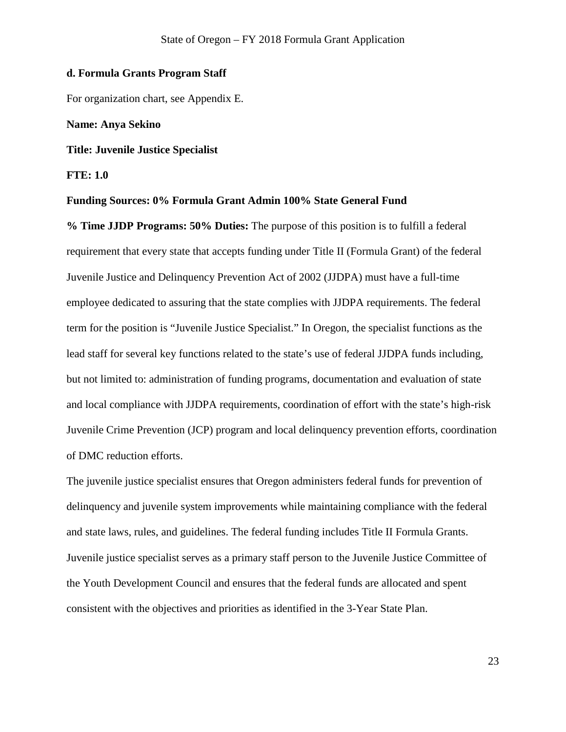**d. Formula Grants Program Staff**

For organization chart, see Appendix E.

**Name: Anya Sekino**

**Title: Juvenile Justice Specialist**

**FTE: 1.0**

**Funding Sources: 0% Formula Grant Admin 100% State General Fund**

***% Time JJDP Programs: 50%* Duties:** The purpose of this position is to fulfill a federal requirement that every state that accepts funding under Title II (Formula Grant) of the federal Juvenile Justice and Delinquency Prevention Act of 2002 (JJDPA) must have a full-time employee dedicated to assuring that the state complies with JJDPA requirements. The federal term for the position is "Juvenile Justice Specialist." In Oregon, the specialist functions as the lead staff for several key functions related to the state's use of federal JJDPA funds including, but not limited to: administration of funding programs, documentation and evaluation of state and local compliance with JJDPA requirements, coordination of effort with the state's high-risk Juvenile Crime Prevention (JCP) program and local delinquency prevention efforts, coordination of DMC reduction efforts.

The juvenile justice specialist ensures that Oregon administers federal funds for prevention of delinquency and juvenile system improvements while maintaining compliance with the federal and state laws, rules, and guidelines. The federal funding includes Title II Formula Grants. Juvenile justice specialist serves as a primary staff person to the Juvenile Justice Committee of the Youth Development Council and ensures that the federal funds are allocated and spent consistent with the objectives and priorities as identified in the 3-Year State Plan.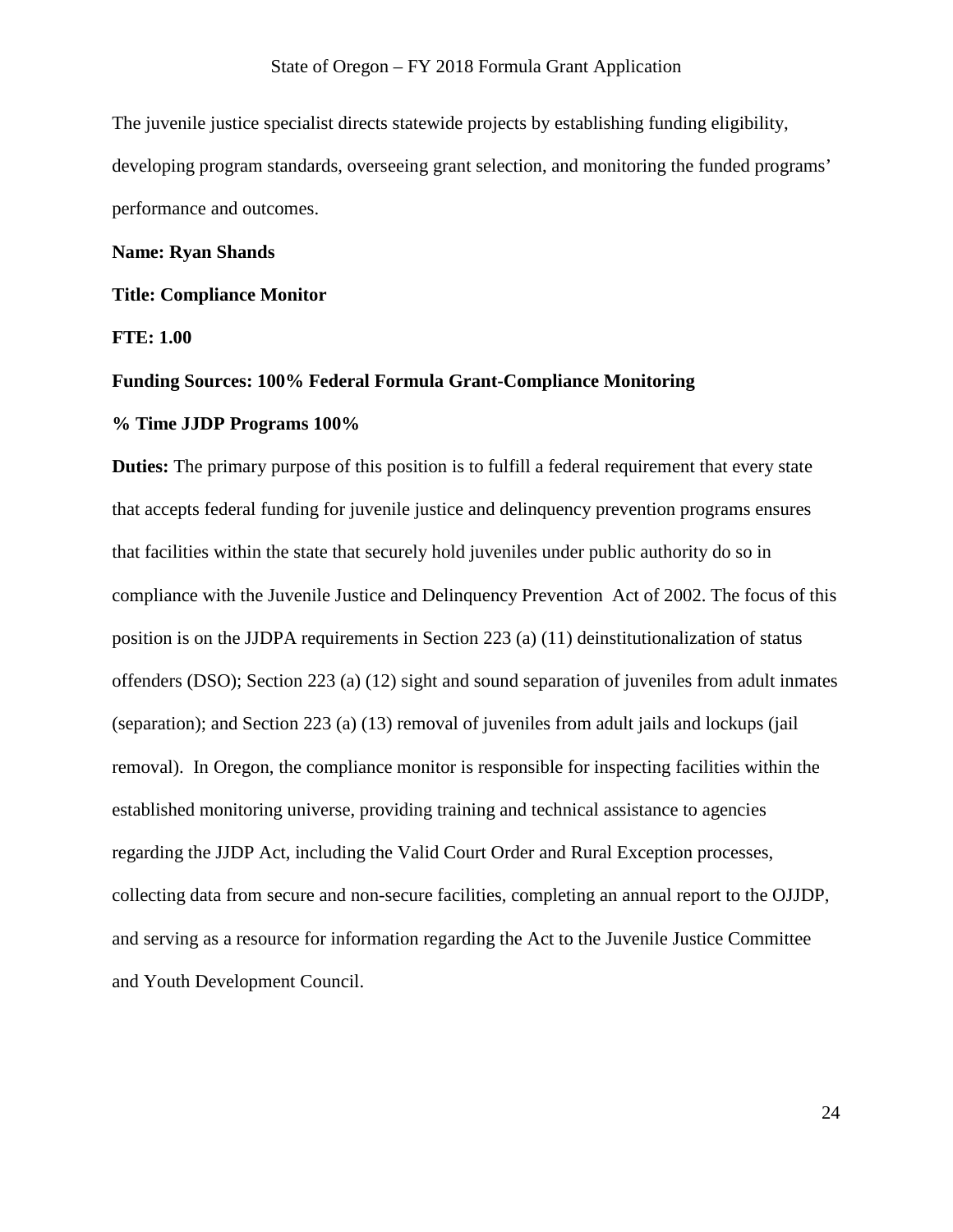The juvenile justice specialist directs statewide projects by establishing funding eligibility, developing program standards, overseeing grant selection, and monitoring the funded programs' performance and outcomes.

**Name: Ryan Shands**

**Title: Compliance Monitor**

**FTE: 1.00**

**Funding Sources: 100% Federal Formula Grant-Compliance Monitoring**

**% Time JJDP Programs 100%**

**Duties:** The primary purpose of this position is to fulfill a federal requirement that every state that accepts federal funding for juvenile justice and delinquency prevention programs ensures that facilities within the state that securely hold juveniles under public authority do so in compliance with the Juvenile Justice and Delinquency Prevention Act of 2002. The focus of this position is on the JJDPA requirements in Section 223 (a) (11) deinstitutionalization of status offenders (DSO); Section 223 (a) (12) sight and sound separation of juveniles from adult inmates (separation); and Section 223 (a) (13) removal of juveniles from adult jails and lockups (jail removal). In Oregon, the compliance monitor is responsible for inspecting facilities within the established monitoring universe, providing training and technical assistance to agencies regarding the JJDP Act, including the Valid Court Order and Rural Exception processes, collecting data from secure and non-secure facilities, completing an annual report to the OJJDP, and serving as a resource for information regarding the Act to the Juvenile Justice Committee and Youth Development Council.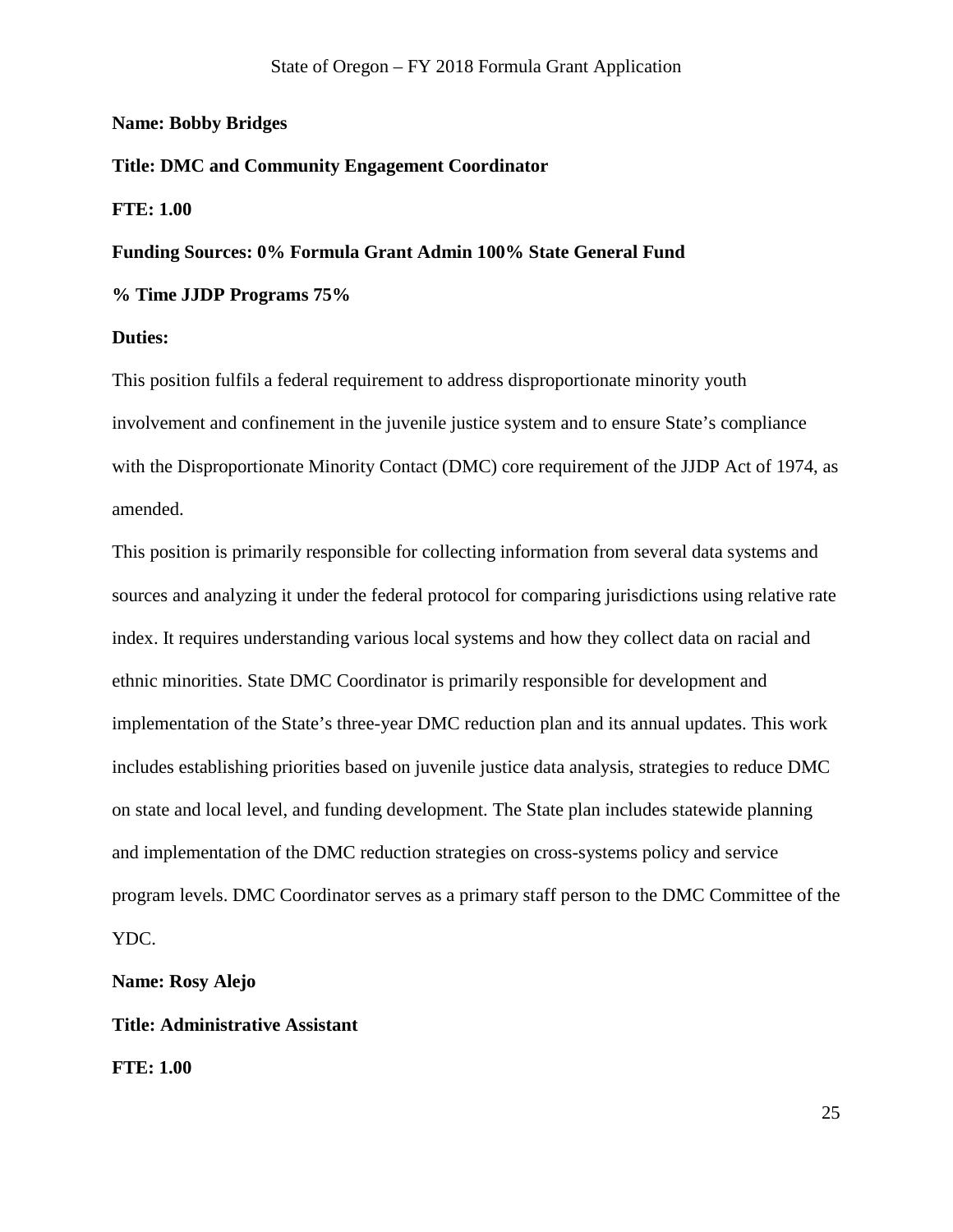**Name: Bobby Bridges**

**Title: DMC and Community Engagement Coordinator**

**FTE: 1.00**

**Funding Sources: 0% Formula Grant Admin 100% State General Fund**

**% Time JJDP Programs 75%**

**Duties:**

This position fulfils a federal requirement to address disproportionate minority youth involvement and confinement in the juvenile justice system and to ensure State's compliance with the Disproportionate Minority Contact (DMC) core requirement of the JJDP Act of 1974, as amended.

This position is primarily responsible for collecting information from several data systems and sources and analyzing it under the federal protocol for comparing jurisdictions using relative rate index. It requires understanding various local systems and how they collect data on racial and ethnic minorities. State DMC Coordinator is primarily responsible for development and implementation of the State's three-year DMC reduction plan and its annual updates. This work includes establishing priorities based on juvenile justice data analysis, strategies to reduce DMC on state and local level, and funding development. The State plan includes statewide planning and implementation of the DMC reduction strategies on cross-systems policy and service program levels. DMC Coordinator serves as a primary staff person to the DMC Committee of the YDC.

**Name: Rosy Alejo**

**Title: Administrative Assistant**

**FTE: 1.00**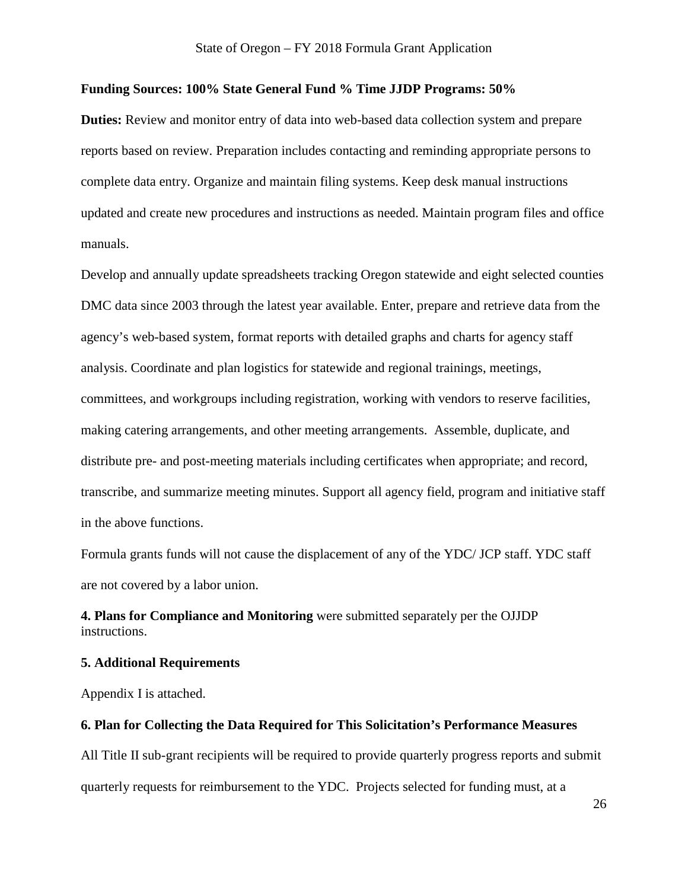**Funding Sources: 100% State General Fund % Time JJDP Programs: 50%**

**Duties:** Review and monitor entry of data into web-based data collection system and prepare reports based on review. Preparation includes contacting and reminding appropriate persons to complete data entry. Organize and maintain filing systems. Keep desk manual instructions updated and create new procedures and instructions as needed. Maintain program files and office manuals.

Develop and annually update spreadsheets tracking Oregon statewide and eight selected counties DMC data since 2003 through the latest year available. Enter, prepare and retrieve data from the agency's web-based system, format reports with detailed graphs and charts for agency staff analysis. Coordinate and plan logistics for statewide and regional trainings, meetings, committees, and workgroups including registration, working with vendors to reserve facilities, making catering arrangements, and other meeting arrangements. Assemble, duplicate, and distribute pre- and post-meeting materials including certificates when appropriate; and record, transcribe, and summarize meeting minutes. Support all agency field, program and initiative staff in the above functions.

Formula grants funds will not cause the displacement of any of the YDC/ JCP staff. YDC staff are not covered by a labor union.

**4. Plans for Compliance and Monitoring** were submitted separately per the OJJDP instructions.

**5. Additional Requirements**

Appendix I is attached.

**6. Plan for Collecting the Data Required for This Solicitation's Performance Measures**

All Title II sub-grant recipients will be required to provide quarterly progress reports and submit quarterly requests for reimbursement to the YDC. Projects selected for funding must, at a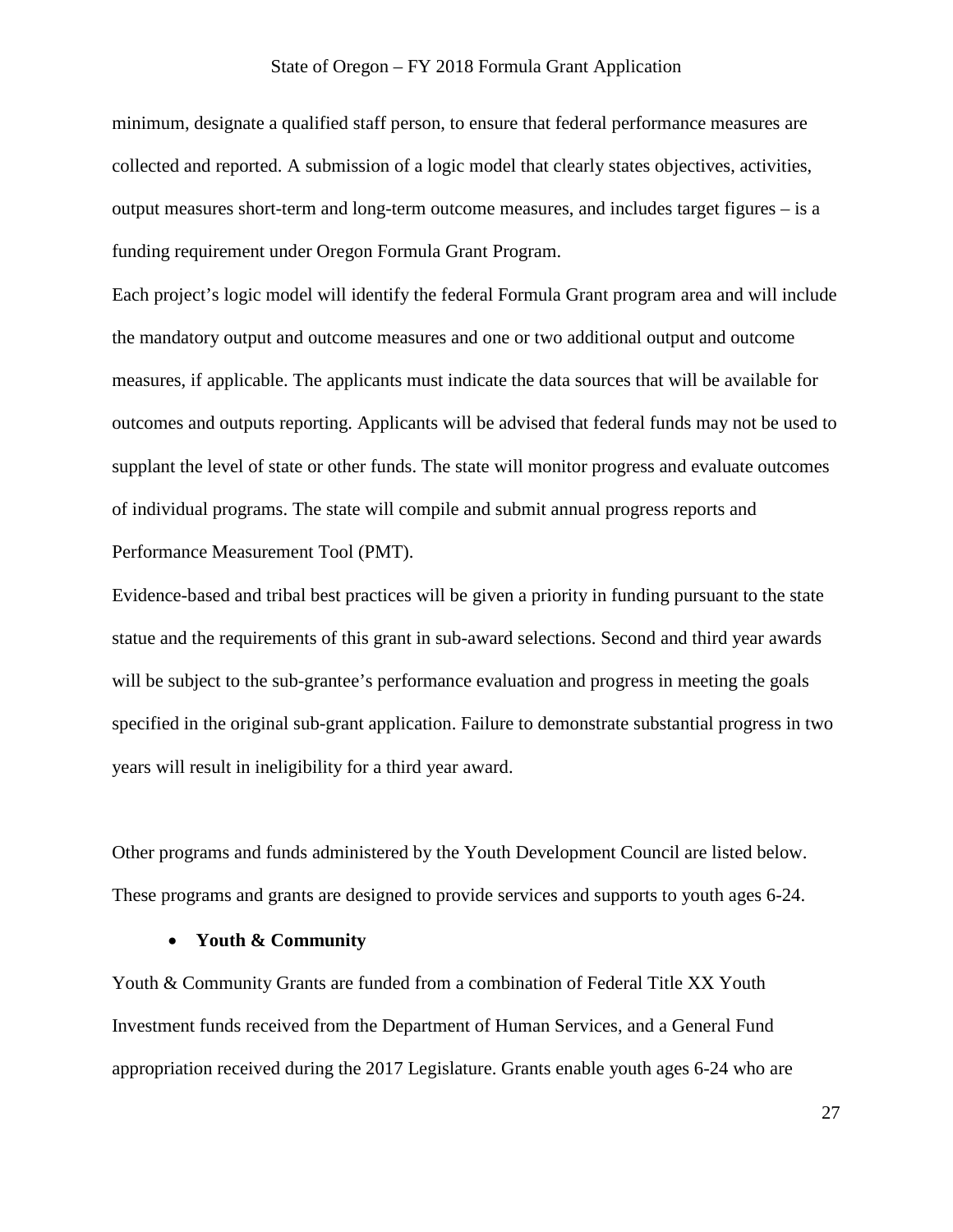minimum, designate a qualified staff person, to ensure that federal performance measures are collected and reported. A submission of a logic model that clearly states objectives, activities, output measures short-term and long-term outcome measures, and includes target figures – is a funding requirement under Oregon Formula Grant Program.

Each project's logic model will identify the federal Formula Grant program area and will include the mandatory output and outcome measures and one or two additional output and outcome measures, if applicable. The applicants must indicate the data sources that will be available for outcomes and outputs reporting. Applicants will be advised that federal funds may not be used to supplant the level of state or other funds. The state will monitor progress and evaluate outcomes of individual programs. The state will compile and submit annual progress reports and Performance Measurement Tool (PMT).

Evidence-based and tribal best practices will be given a priority in funding pursuant to the state statue and the requirements of this grant in sub-award selections. Second and third year awards will be subject to the sub-grantee's performance evaluation and progress in meeting the goals specified in the original sub-grant application. Failure to demonstrate substantial progress in two years will result in ineligibility for a third year award.

Other programs and funds administered by the Youth Development Council are listed below. These programs and grants are designed to provide services and supports to youth ages 6-24.

- **Youth & Community**

Youth & Community Grants are funded from a combination of Federal Title XX Youth Investment funds received from the Department of Human Services, and a General Fund appropriation received during the 2017 Legislature. Grants enable youth ages 6-24 who are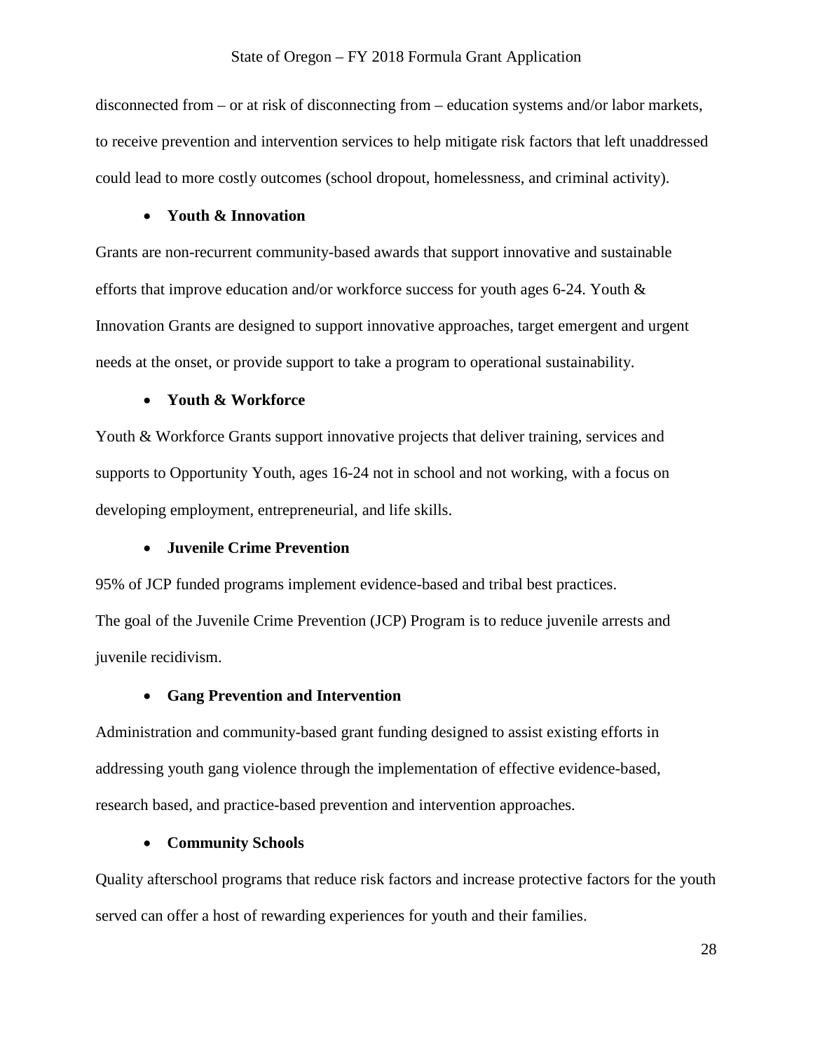disconnected from – or at risk of disconnecting from – education systems and/or labor markets, to receive prevention and intervention services to help mitigate risk factors that left unaddressed could lead to more costly outcomes (school dropout, homelessness, and criminal activity).

- **Youth & Innovation**

Grants are non-recurrent community-based awards that support innovative and sustainable efforts that improve education and/or workforce success for youth ages 6-24. Youth & Innovation Grants are designed to support innovative approaches, target emergent and urgent needs at the onset, or provide support to take a program to operational sustainability.

- **Youth & Workforce**

Youth & Workforce Grants support innovative projects that deliver training, services and supports to Opportunity Youth, ages 16-24 not in school and not working, with a focus on developing employment, entrepreneurial, and life skills.

- **Juvenile Crime Prevention**

95% of JCP funded programs implement evidence-based and tribal best practices.
The goal of the Juvenile Crime Prevention (JCP) Program is to reduce juvenile arrests and juvenile recidivism.

- **Gang Prevention and Intervention**

Administration and community-based grant funding designed to assist existing efforts in addressing youth gang violence through the implementation of effective evidence-based, research based, and practice-based prevention and intervention approaches.

- **Community Schools**

Quality afterschool programs that reduce risk factors and increase protective factors for the youth served can offer a host of rewarding experiences for youth and their families.